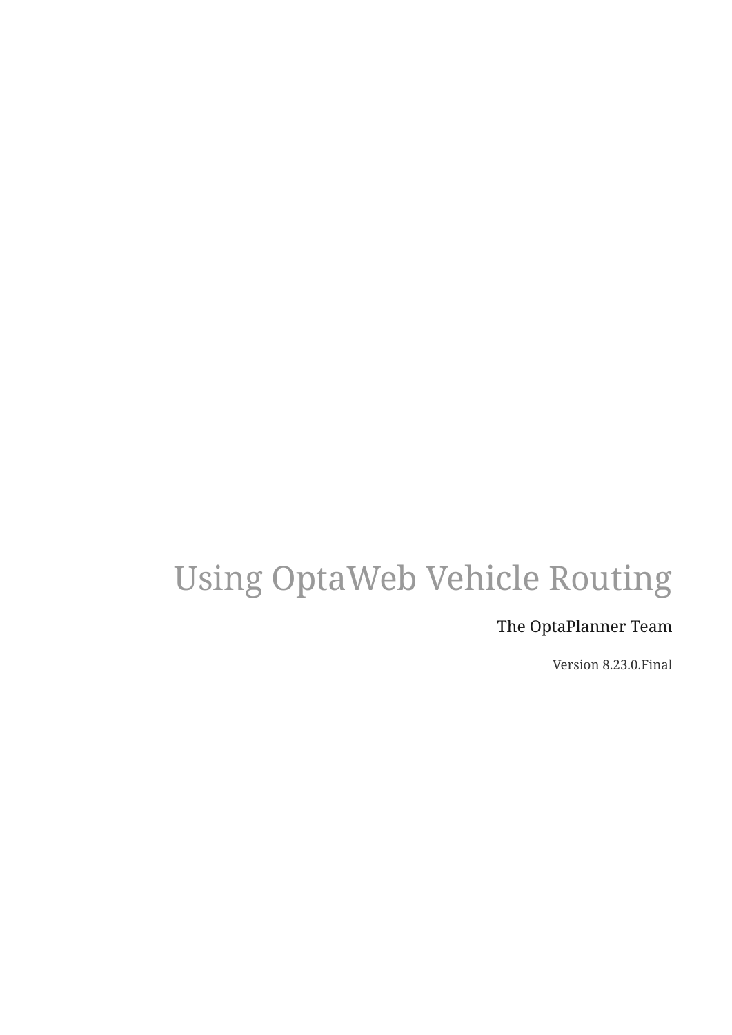# Using OptaWeb Vehicle Routing

The OptaPlanner Team

Version 8.23.0.Final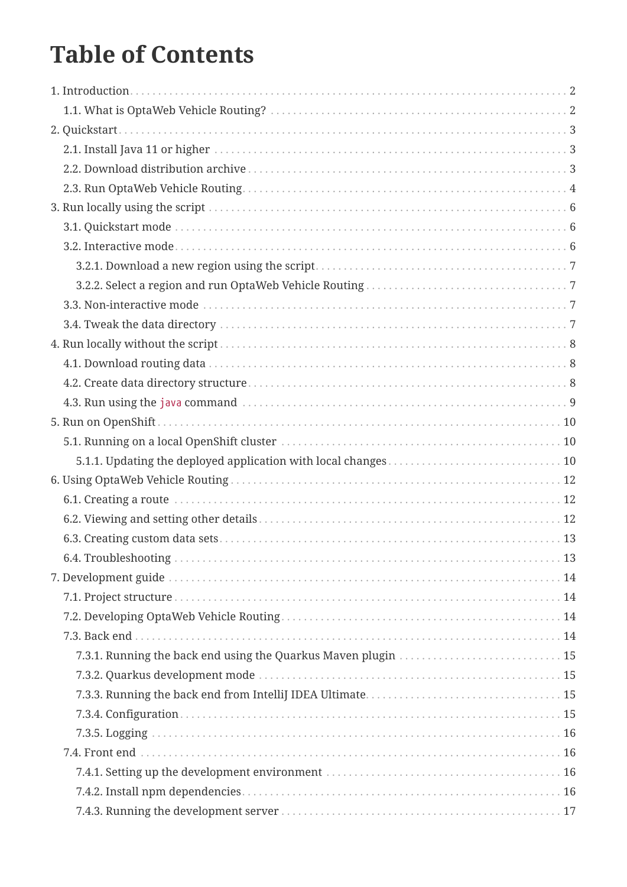# Table of Contents

- 1. Introduction 2
  - 1.1. What is OptaWeb Vehicle Routing? 2
- 2. Quickstart 3
  - 2.1. Install Java 11 or higher 3
  - 2.2. Download distribution archive 3
  - 2.3. Run OptaWeb Vehicle Routing 4
- 3. Run locally using the script 6
  - 3.1. Quickstart mode 6
  - 3.2. Interactive mode 6
    - 3.2.1. Download a new region using the script 7
    - 3.2.2. Select a region and run OptaWeb Vehicle Routing 7
  - 3.3. Non-interactive mode 7
  - 3.4. Tweak the data directory 7
- 4. Run locally without the script 8
  - 4.1. Download routing data 8
  - 4.2. Create data directory structure 8
  - 4.3. Run using the `java` command 9
- 5. Run on OpenShift 10
  - 5.1. Running on a local OpenShift cluster 10
    - 5.1.1. Updating the deployed application with local changes 10
- 6. Using OptaWeb Vehicle Routing 12
  - 6.1. Creating a route 12
  - 6.2. Viewing and setting other details 12
  - 6.3. Creating custom data sets 13
  - 6.4. Troubleshooting 13
- 7. Development guide 14
  - 7.1. Project structure 14
  - 7.2. Developing OptaWeb Vehicle Routing 14
  - 7.3. Back end 14
    - 7.3.1. Running the back end using the Quarkus Maven plugin 15
    - 7.3.2. Quarkus development mode 15
    - 7.3.3. Running the back end from IntelliJ IDEA Ultimate 15
    - 7.3.4. Configuration 15
    - 7.3.5. Logging 16
  - 7.4. Front end 16
    - 7.4.1. Setting up the development environment 16
    - 7.4.2. Install npm dependencies 16
    - 7.4.3. Running the development server 17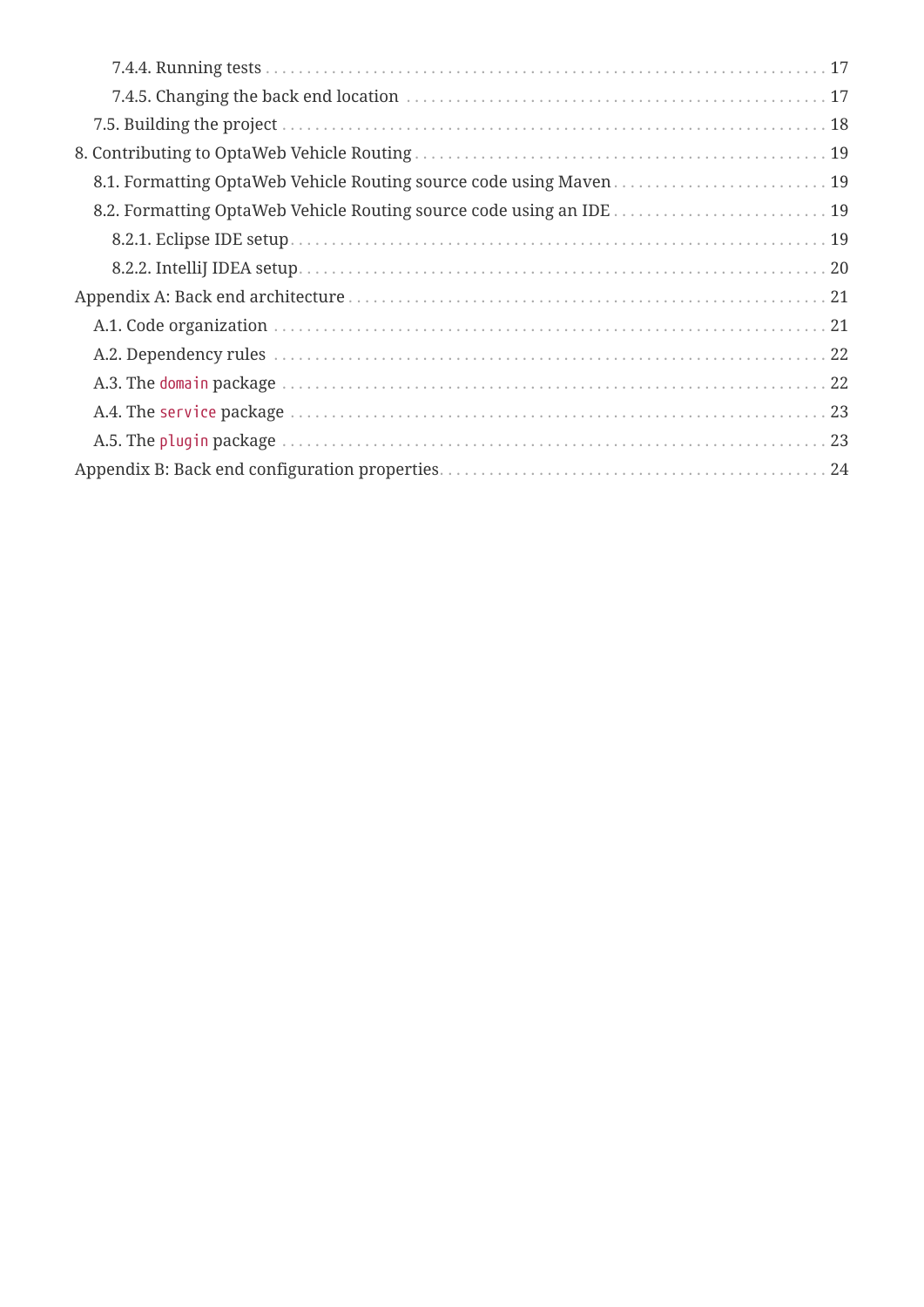- 7.4.4. Running tests ... 17
- 7.4.5. Changing the back end location ... 17
- 7.5. Building the project ... 18
- 8. Contributing to OptaWeb Vehicle Routing ... 19
- 8.1. Formatting OptaWeb Vehicle Routing source code using Maven ... 19
- 8.2. Formatting OptaWeb Vehicle Routing source code using an IDE ... 19
- 8.2.1. Eclipse IDE setup ... 19
- 8.2.2. IntelliJ IDEA setup ... 20
- Appendix A: Back end architecture ... 21
- A.1. Code organization ... 21
- A.2. Dependency rules ... 22
- A.3. The `domain` package ... 22
- A.4. The `service` package ... 23
- A.5. The `plugin` package ... 23
- Appendix B: Back end configuration properties ... 24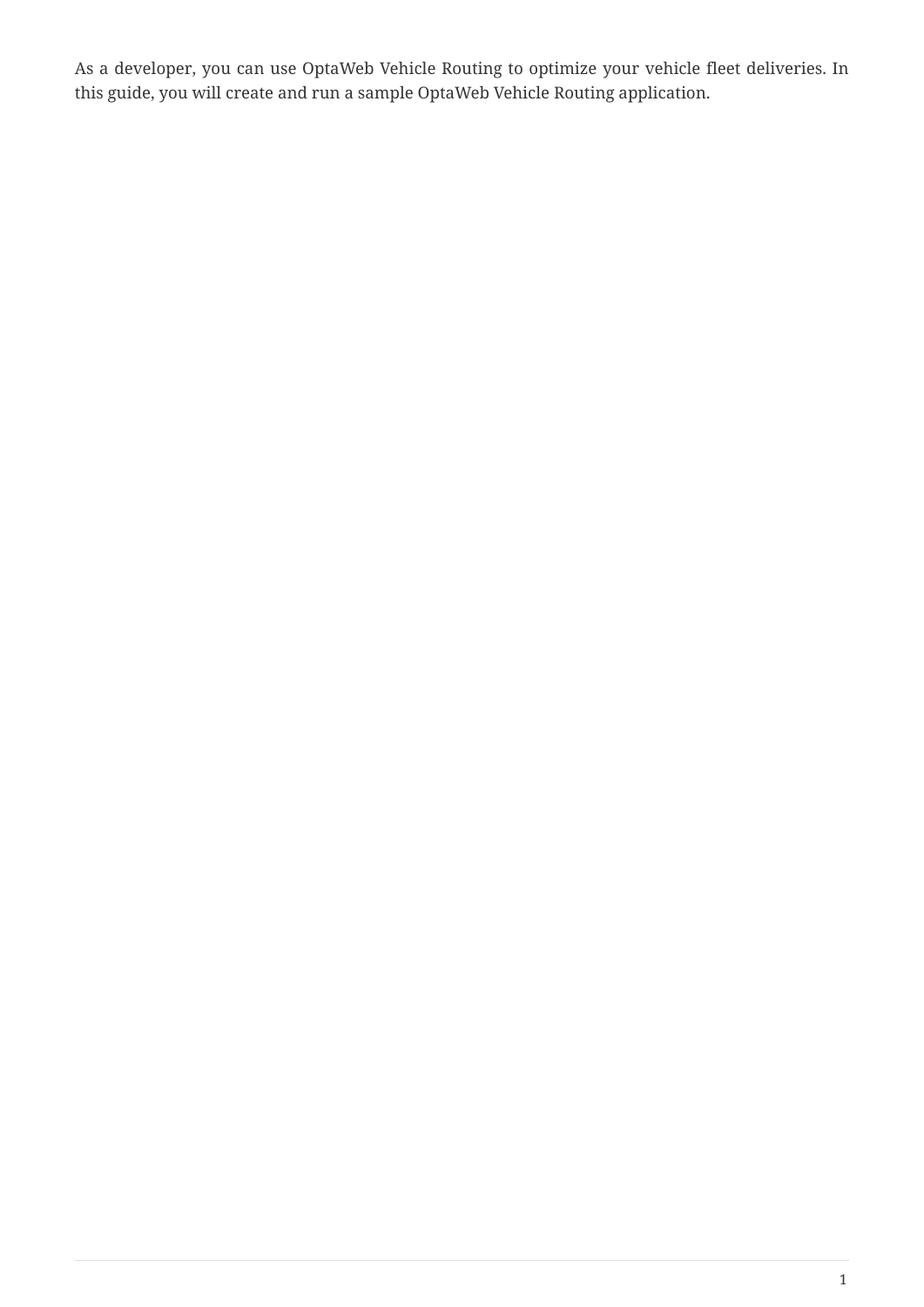As a developer, you can use OptaWeb Vehicle Routing to optimize your vehicle fleet deliveries. In this guide, you will create and run a sample OptaWeb Vehicle Routing application.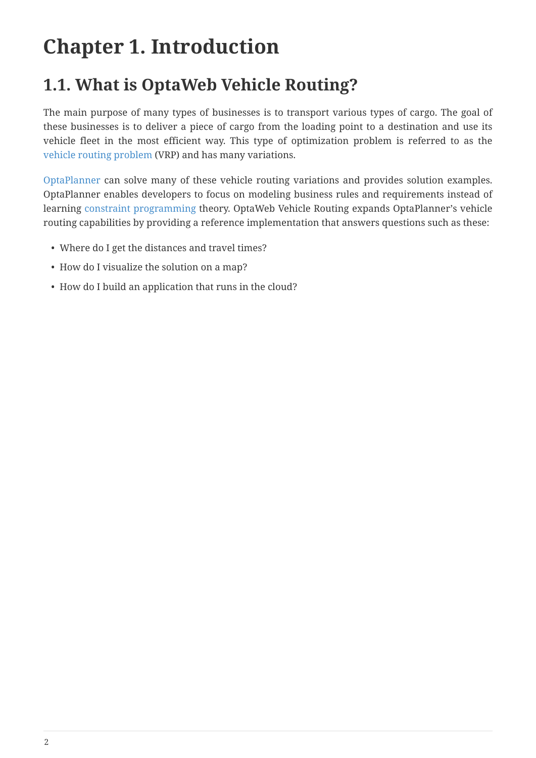# Chapter 1. Introduction

## 1.1. What is OptaWeb Vehicle Routing?

The main purpose of many types of businesses is to transport various types of cargo. The goal of these businesses is to deliver a piece of cargo from the loading point to a destination and use its vehicle fleet in the most efficient way. This type of optimization problem is referred to as the vehicle routing problem (VRP) and has many variations.

OptaPlanner can solve many of these vehicle routing variations and provides solution examples. OptaPlanner enables developers to focus on modeling business rules and requirements instead of learning constraint programming theory. OptaWeb Vehicle Routing expands OptaPlanner's vehicle routing capabilities by providing a reference implementation that answers questions such as these:

- Where do I get the distances and travel times?
- How do I visualize the solution on a map?
- How do I build an application that runs in the cloud?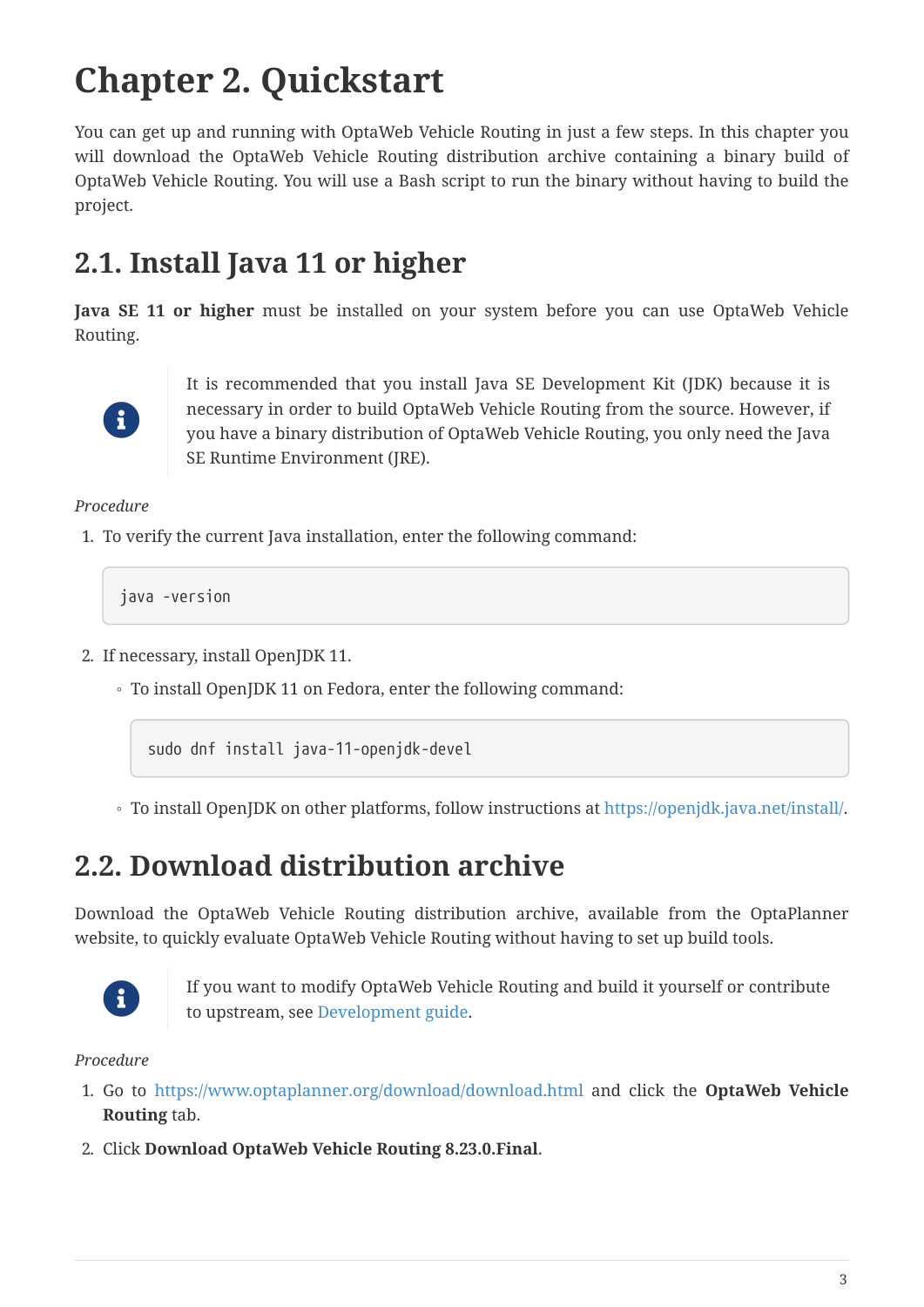# Chapter 2. Quickstart

You can get up and running with OptaWeb Vehicle Routing in just a few steps. In this chapter you will download the OptaWeb Vehicle Routing distribution archive containing a binary build of OptaWeb Vehicle Routing. You will use a Bash script to run the binary without having to build the project.

## 2.1. Install Java 11 or higher

**Java SE 11 or higher** must be installed on your system before you can use OptaWeb Vehicle Routing.

> It is recommended that you install Java SE Development Kit (JDK) because it is necessary in order to build OptaWeb Vehicle Routing from the source. However, if you have a binary distribution of OptaWeb Vehicle Routing, you only need the Java SE Runtime Environment (JRE).

*Procedure*

1. To verify the current Java installation, enter the following command:

```
java -version
```

2. If necessary, install OpenJDK 11.
   - To install OpenJDK 11 on Fedora, enter the following command:

   ```
   sudo dnf install java-11-openjdk-devel
   ```

   - To install OpenJDK on other platforms, follow instructions at https://openjdk.java.net/install/.

## 2.2. Download distribution archive

Download the OptaWeb Vehicle Routing distribution archive, available from the OptaPlanner website, to quickly evaluate OptaWeb Vehicle Routing without having to set up build tools.

> If you want to modify OptaWeb Vehicle Routing and build it yourself or contribute to upstream, see Development guide.

*Procedure*

1. Go to https://www.optaplanner.org/download/download.html and click the **OptaWeb Vehicle Routing** tab.
2. Click **Download OptaWeb Vehicle Routing 8.23.0.Final**.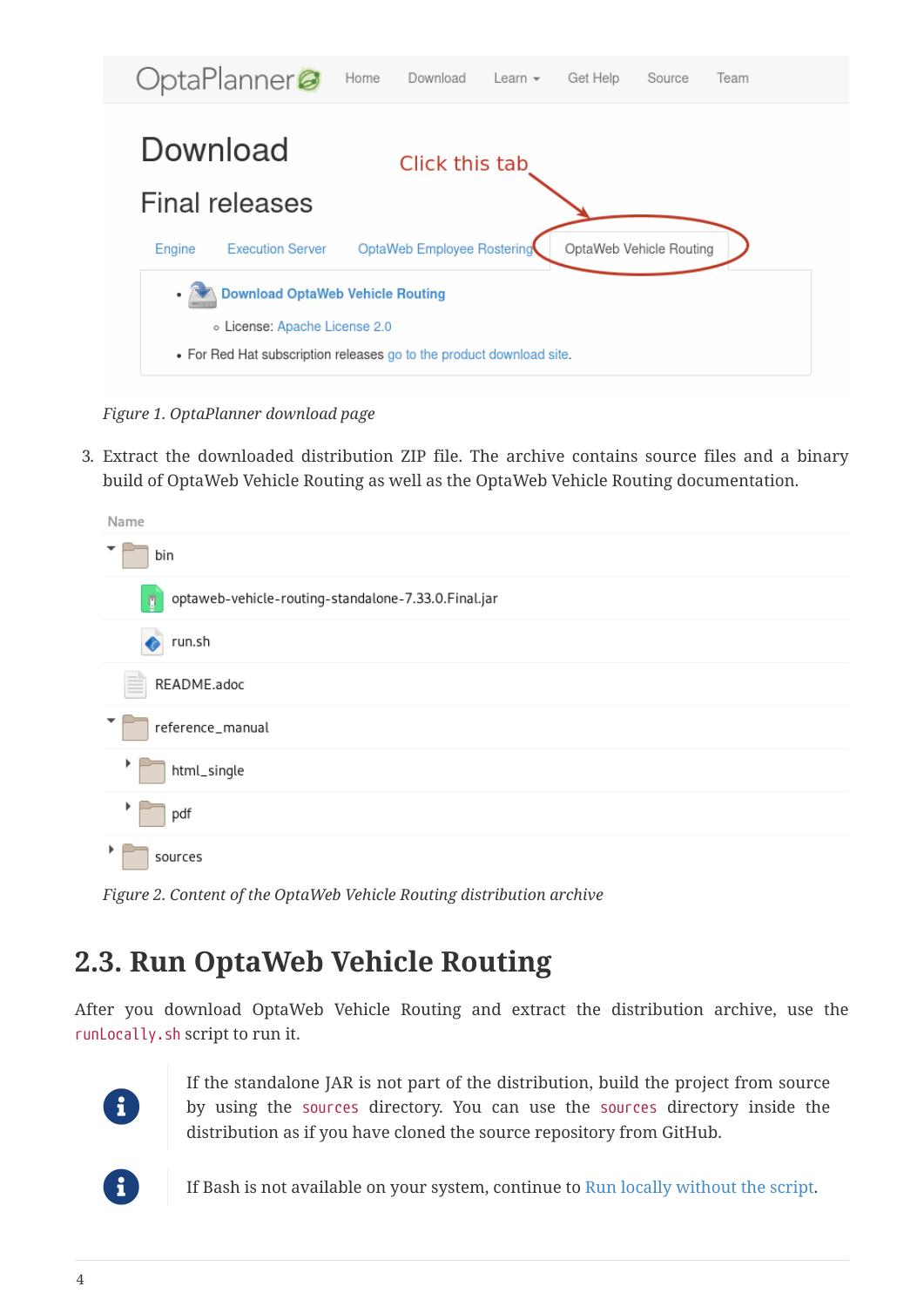Figure 1. OptaPlanner download page

3. Extract the downloaded distribution ZIP file. The archive contains source files and a binary build of OptaWeb Vehicle Routing as well as the OptaWeb Vehicle Routing documentation.

Figure 2. Content of the OptaWeb Vehicle Routing distribution archive

## 2.3. Run OptaWeb Vehicle Routing

After you download OptaWeb Vehicle Routing and extract the distribution archive, use the `runLocally.sh` script to run it.

> If the standalone JAR is not part of the distribution, build the project from source by using the `sources` directory. You can use the `sources` directory inside the distribution as if you have cloned the source repository from GitHub.

> If Bash is not available on your system, continue to Run locally without the script.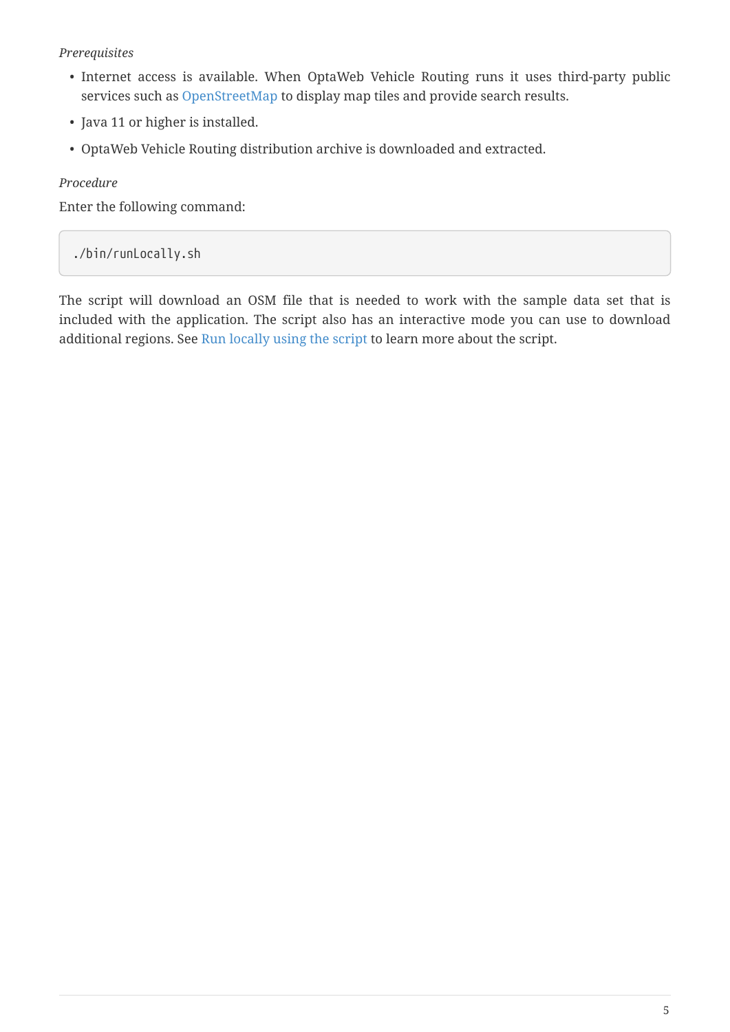*Prerequisites*

- Internet access is available. When OptaWeb Vehicle Routing runs it uses third-party public services such as OpenStreetMap to display map tiles and provide search results.
- Java 11 or higher is installed.
- OptaWeb Vehicle Routing distribution archive is downloaded and extracted.

*Procedure*

Enter the following command:

```
./bin/runLocally.sh
```

The script will download an OSM file that is needed to work with the sample data set that is included with the application. The script also has an interactive mode you can use to download additional regions. See Run locally using the script to learn more about the script.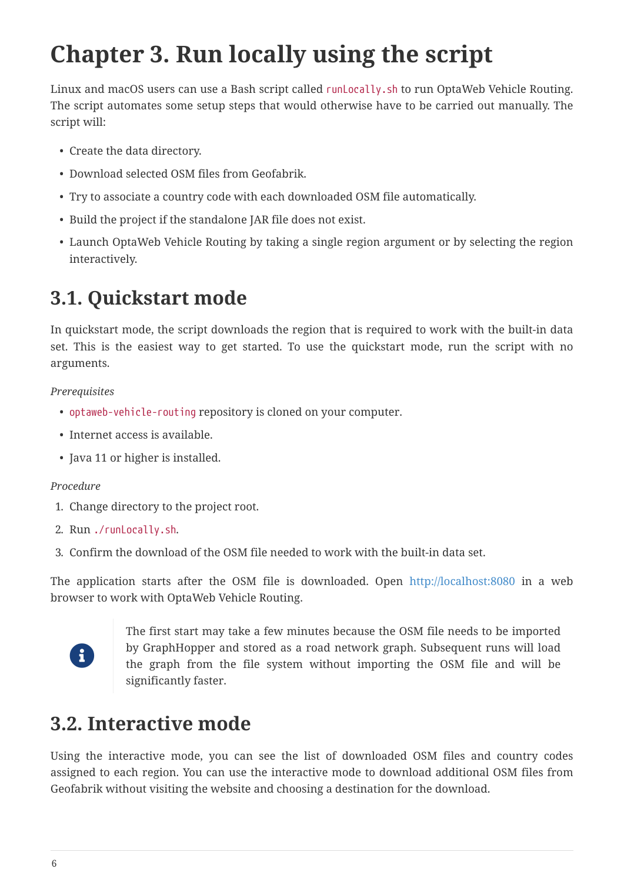# Chapter 3. Run locally using the script

Linux and macOS users can use a Bash script called `runLocally.sh` to run OptaWeb Vehicle Routing. The script automates some setup steps that would otherwise have to be carried out manually. The script will:

- Create the data directory.
- Download selected OSM files from Geofabrik.
- Try to associate a country code with each downloaded OSM file automatically.
- Build the project if the standalone JAR file does not exist.
- Launch OptaWeb Vehicle Routing by taking a single region argument or by selecting the region interactively.

## 3.1. Quickstart mode

In quickstart mode, the script downloads the region that is required to work with the built-in data set. This is the easiest way to get started. To use the quickstart mode, run the script with no arguments.

*Prerequisites*

- `optaweb-vehicle-routing` repository is cloned on your computer.
- Internet access is available.
- Java 11 or higher is installed.

*Procedure*

1. Change directory to the project root.
2. Run `./runLocally.sh`.
3. Confirm the download of the OSM file needed to work with the built-in data set.

The application starts after the OSM file is downloaded. Open http://localhost:8080 in a web browser to work with OptaWeb Vehicle Routing.

> The first start may take a few minutes because the OSM file needs to be imported by GraphHopper and stored as a road network graph. Subsequent runs will load the graph from the file system without importing the OSM file and will be significantly faster.

## 3.2. Interactive mode

Using the interactive mode, you can see the list of downloaded OSM files and country codes assigned to each region. You can use the interactive mode to download additional OSM files from Geofabrik without visiting the website and choosing a destination for the download.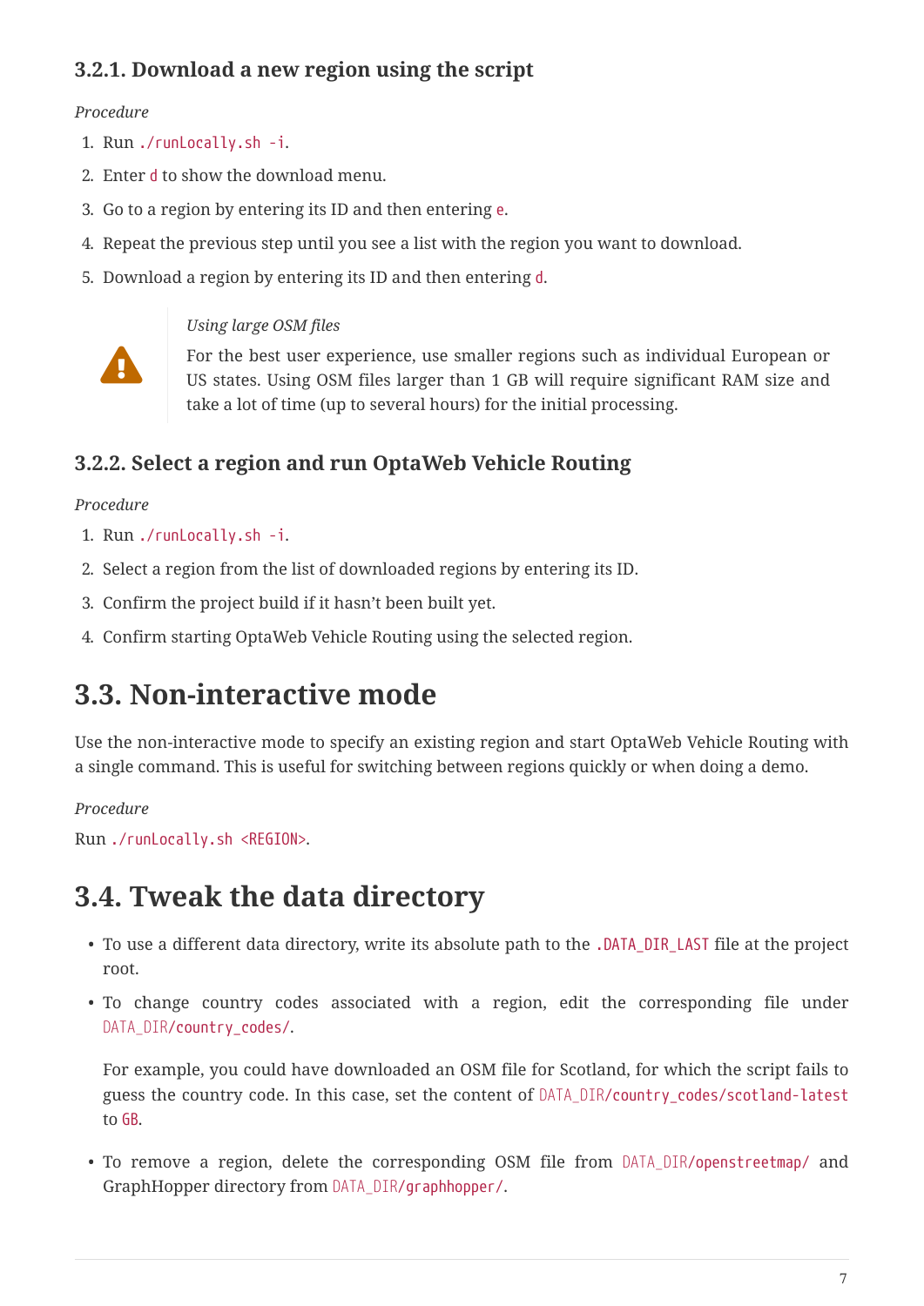### 3.2.1. Download a new region using the script

*Procedure*

1. Run `./runLocally.sh -i`.
2. Enter `d` to show the download menu.
3. Go to a region by entering its ID and then entering `e`.
4. Repeat the previous step until you see a list with the region you want to download.
5. Download a region by entering its ID and then entering `d`.

> *Using large OSM files*
>
> For the best user experience, use smaller regions such as individual European or US states. Using OSM files larger than 1 GB will require significant RAM size and take a lot of time (up to several hours) for the initial processing.

### 3.2.2. Select a region and run OptaWeb Vehicle Routing

*Procedure*

1. Run `./runLocally.sh -i`.
2. Select a region from the list of downloaded regions by entering its ID.
3. Confirm the project build if it hasn't been built yet.
4. Confirm starting OptaWeb Vehicle Routing using the selected region.

## 3.3. Non-interactive mode

Use the non-interactive mode to specify an existing region and start OptaWeb Vehicle Routing with a single command. This is useful for switching between regions quickly or when doing a demo.

*Procedure*

Run `./runLocally.sh <REGION>`.

## 3.4. Tweak the data directory

- To use a different data directory, write its absolute path to the `.DATA_DIR_LAST` file at the project root.
- To change country codes associated with a region, edit the corresponding file under `DATA_DIR/country_codes/`.

  For example, you could have downloaded an OSM file for Scotland, for which the script fails to guess the country code. In this case, set the content of `DATA_DIR/country_codes/scotland-latest` to `GB`.

- To remove a region, delete the corresponding OSM file from `DATA_DIR/openstreetmap/` and GraphHopper directory from `DATA_DIR/graphhopper/`.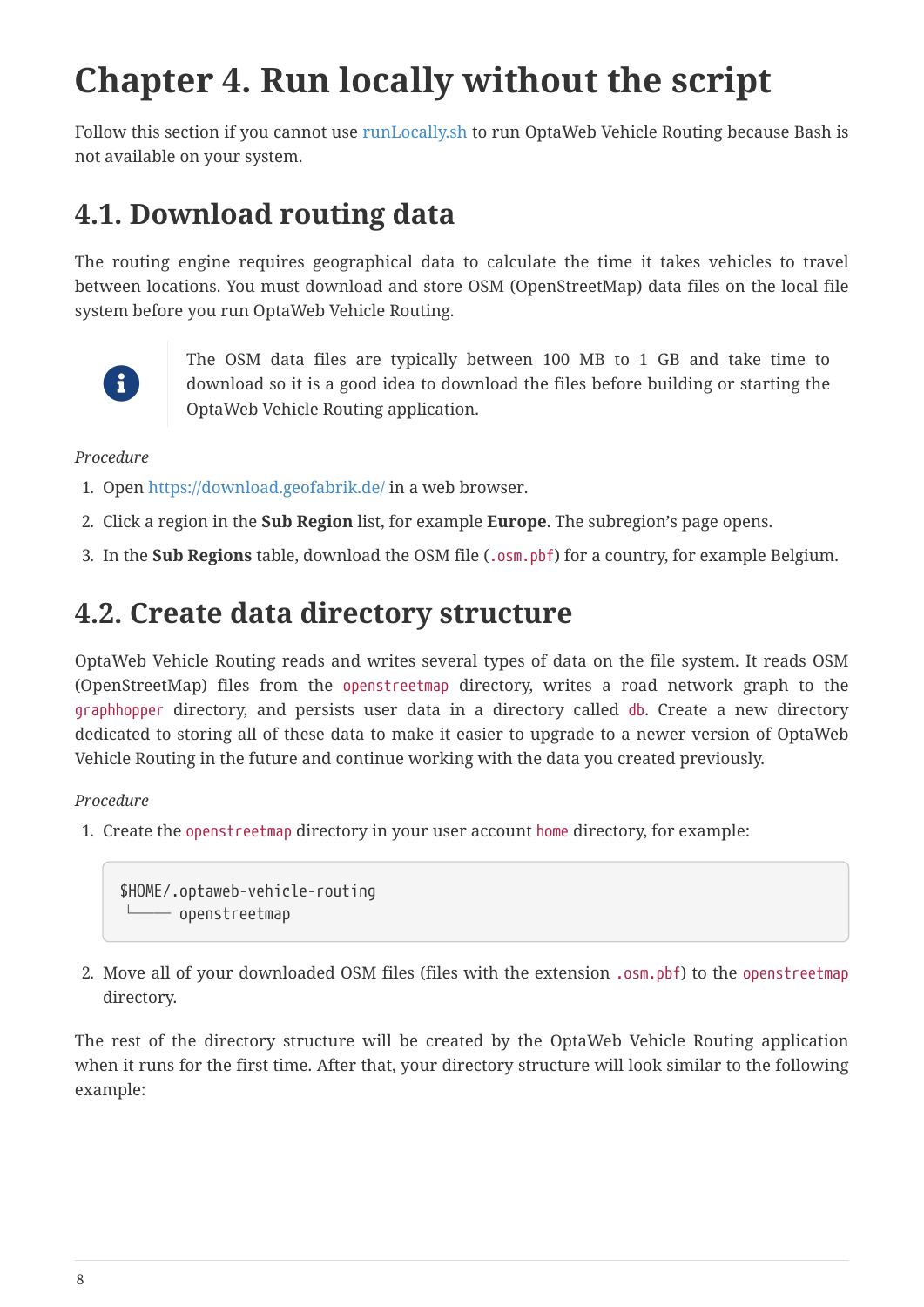# Chapter 4. Run locally without the script

Follow this section if you cannot use runLocally.sh to run OptaWeb Vehicle Routing because Bash is not available on your system.

## 4.1. Download routing data

The routing engine requires geographical data to calculate the time it takes vehicles to travel between locations. You must download and store OSM (OpenStreetMap) data files on the local file system before you run OptaWeb Vehicle Routing.

> The OSM data files are typically between 100 MB to 1 GB and take time to download so it is a good idea to download the files before building or starting the OptaWeb Vehicle Routing application.

*Procedure*

1. Open https://download.geofabrik.de/ in a web browser.
2. Click a region in the **Sub Region** list, for example **Europe**. The subregion's page opens.
3. In the **Sub Regions** table, download the OSM file (`.osm.pbf`) for a country, for example Belgium.

## 4.2. Create data directory structure

OptaWeb Vehicle Routing reads and writes several types of data on the file system. It reads OSM (OpenStreetMap) files from the `openstreetmap` directory, writes a road network graph to the `graphhopper` directory, and persists user data in a directory called `db`. Create a new directory dedicated to storing all of these data to make it easier to upgrade to a newer version of OptaWeb Vehicle Routing in the future and continue working with the data you created previously.

*Procedure*

1. Create the `openstreetmap` directory in your user account `home` directory, for example:

```
$HOME/.optaweb-vehicle-routing
└── openstreetmap
```

2. Move all of your downloaded OSM files (files with the extension `.osm.pbf`) to the `openstreetmap` directory.

The rest of the directory structure will be created by the OptaWeb Vehicle Routing application when it runs for the first time. After that, your directory structure will look similar to the following example: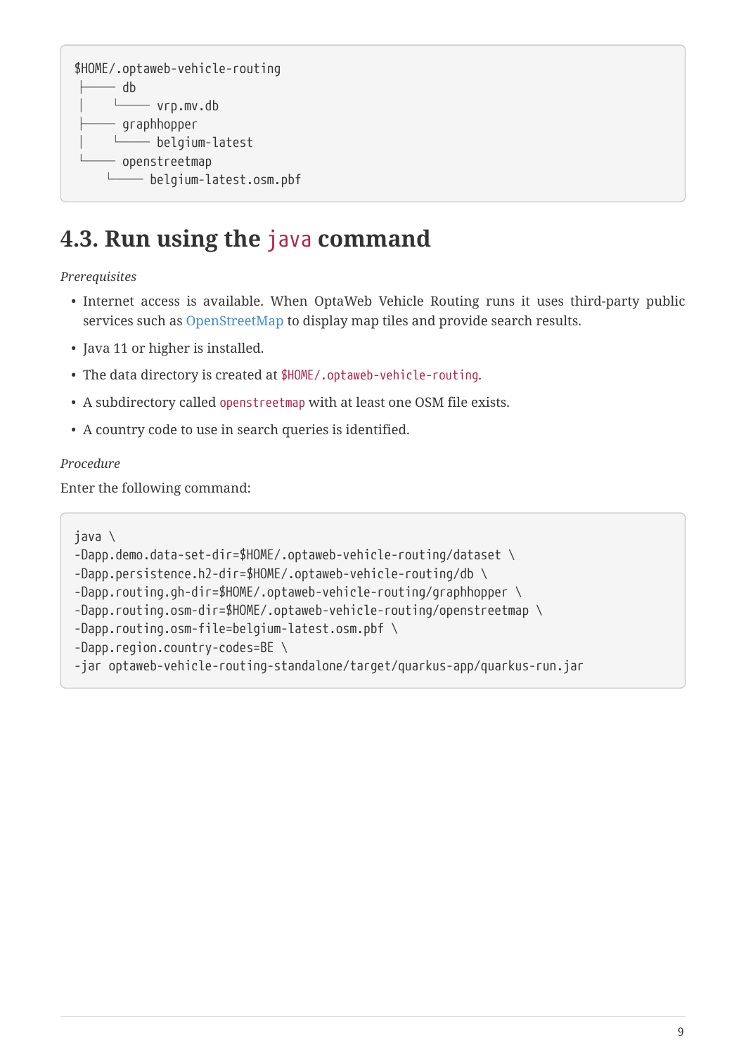```
$HOME/.optaweb-vehicle-routing
├── db
│   └── vrp.mv.db
├── graphhopper
│   └── belgium-latest
└── openstreetmap
    └── belgium-latest.osm.pbf
```

## 4.3. Run using the `java` command

*Prerequisites*

- Internet access is available. When OptaWeb Vehicle Routing runs it uses third-party public services such as OpenStreetMap to display map tiles and provide search results.
- Java 11 or higher is installed.
- The data directory is created at `$HOME/.optaweb-vehicle-routing`.
- A subdirectory called `openstreetmap` with at least one OSM file exists.
- A country code to use in search queries is identified.

*Procedure*

Enter the following command:

```
java \
-Dapp.demo.data-set-dir=$HOME/.optaweb-vehicle-routing/dataset \
-Dapp.persistence.h2-dir=$HOME/.optaweb-vehicle-routing/db \
-Dapp.routing.gh-dir=$HOME/.optaweb-vehicle-routing/graphhopper \
-Dapp.routing.osm-dir=$HOME/.optaweb-vehicle-routing/openstreetmap \
-Dapp.routing.osm-file=belgium-latest.osm.pbf \
-Dapp.region.country-codes=BE \
-jar optaweb-vehicle-routing-standalone/target/quarkus-app/quarkus-run.jar
```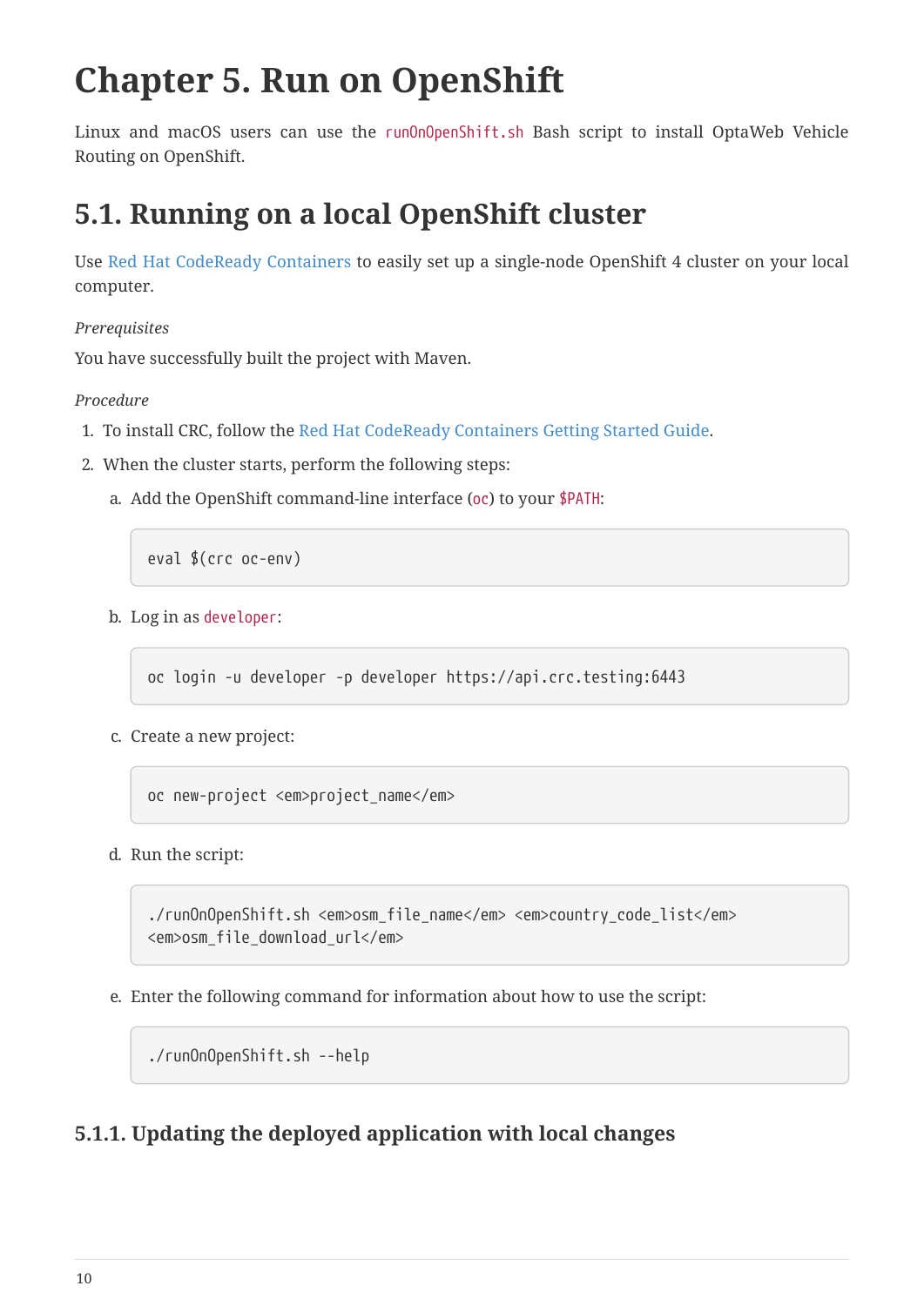# Chapter 5. Run on OpenShift

Linux and macOS users can use the `runOnOpenShift.sh` Bash script to install OptaWeb Vehicle Routing on OpenShift.

## 5.1. Running on a local OpenShift cluster

Use Red Hat CodeReady Containers to easily set up a single-node OpenShift 4 cluster on your local computer.

*Prerequisites*

You have successfully built the project with Maven.

*Procedure*

1. To install CRC, follow the Red Hat CodeReady Containers Getting Started Guide.
2. When the cluster starts, perform the following steps:
   a. Add the OpenShift command-line interface (`oc`) to your `$PATH`:

      ```
      eval $(crc oc-env)
      ```

   b. Log in as `developer`:

      ```
      oc login -u developer -p developer https://api.crc.testing:6443
      ```

   c. Create a new project:

      ```
      oc new-project <em>project_name</em>
      ```

   d. Run the script:

      ```
      ./runOnOpenShift.sh <em>osm_file_name</em> <em>country_code_list</em>
      <em>osm_file_download_url</em>
      ```

   e. Enter the following command for information about how to use the script:

      ```
      ./runOnOpenShift.sh --help
      ```

### 5.1.1. Updating the deployed application with local changes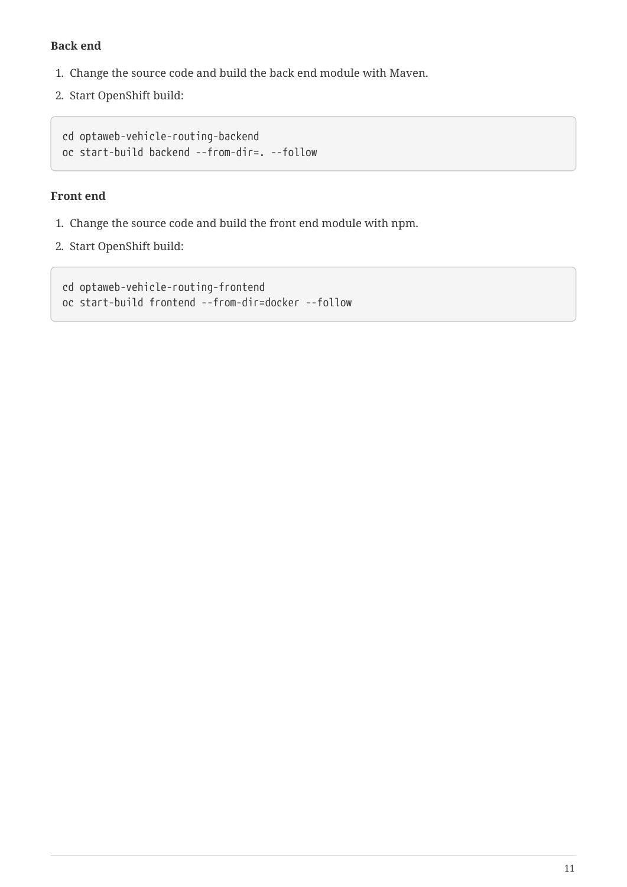**Back end**

1. Change the source code and build the back end module with Maven.
2. Start OpenShift build:

```
cd optaweb-vehicle-routing-backend
oc start-build backend --from-dir=. --follow
```

**Front end**

1. Change the source code and build the front end module with npm.
2. Start OpenShift build:

```
cd optaweb-vehicle-routing-frontend
oc start-build frontend --from-dir=docker --follow
```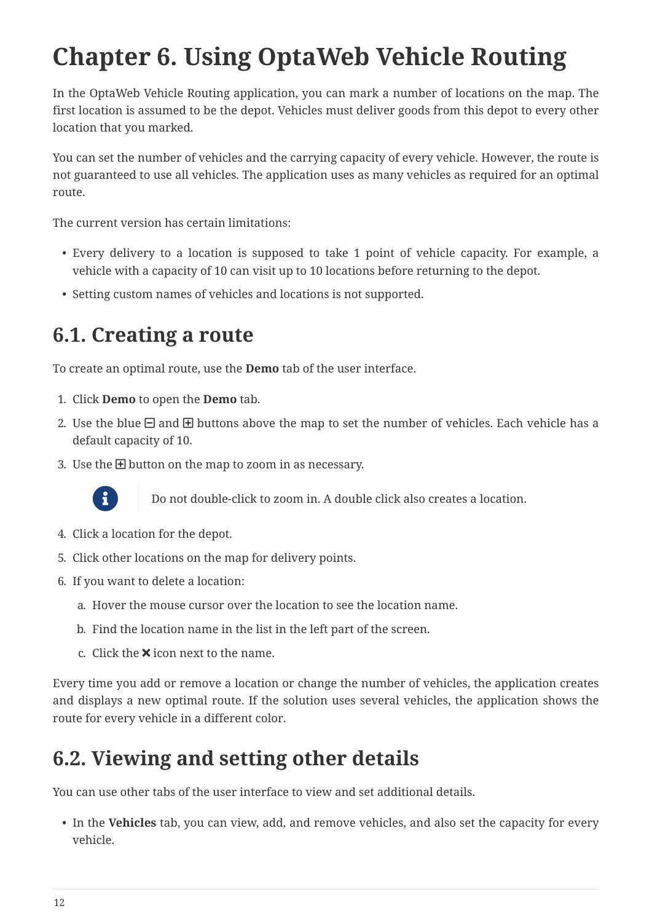# Chapter 6. Using OptaWeb Vehicle Routing

In the OptaWeb Vehicle Routing application, you can mark a number of locations on the map. The first location is assumed to be the depot. Vehicles must deliver goods from this depot to every other location that you marked.

You can set the number of vehicles and the carrying capacity of every vehicle. However, the route is not guaranteed to use all vehicles. The application uses as many vehicles as required for an optimal route.

The current version has certain limitations:

- Every delivery to a location is supposed to take 1 point of vehicle capacity. For example, a vehicle with a capacity of 10 can visit up to 10 locations before returning to the depot.
- Setting custom names of vehicles and locations is not supported.

## 6.1. Creating a route

To create an optimal route, use the **Demo** tab of the user interface.

1. Click **Demo** to open the **Demo** tab.
2. Use the blue ⊟ and ⊞ buttons above the map to set the number of vehicles. Each vehicle has a default capacity of 10.
3. Use the ⊞ button on the map to zoom in as necessary.

   > Do not double-click to zoom in. A double click also creates a location.

4. Click a location for the depot.
5. Click other locations on the map for delivery points.
6. If you want to delete a location:
   a. Hover the mouse cursor over the location to see the location name.
   b. Find the location name in the list in the left part of the screen.
   c. Click the ✖ icon next to the name.

Every time you add or remove a location or change the number of vehicles, the application creates and displays a new optimal route. If the solution uses several vehicles, the application shows the route for every vehicle in a different color.

## 6.2. Viewing and setting other details

You can use other tabs of the user interface to view and set additional details.

- In the **Vehicles** tab, you can view, add, and remove vehicles, and also set the capacity for every vehicle.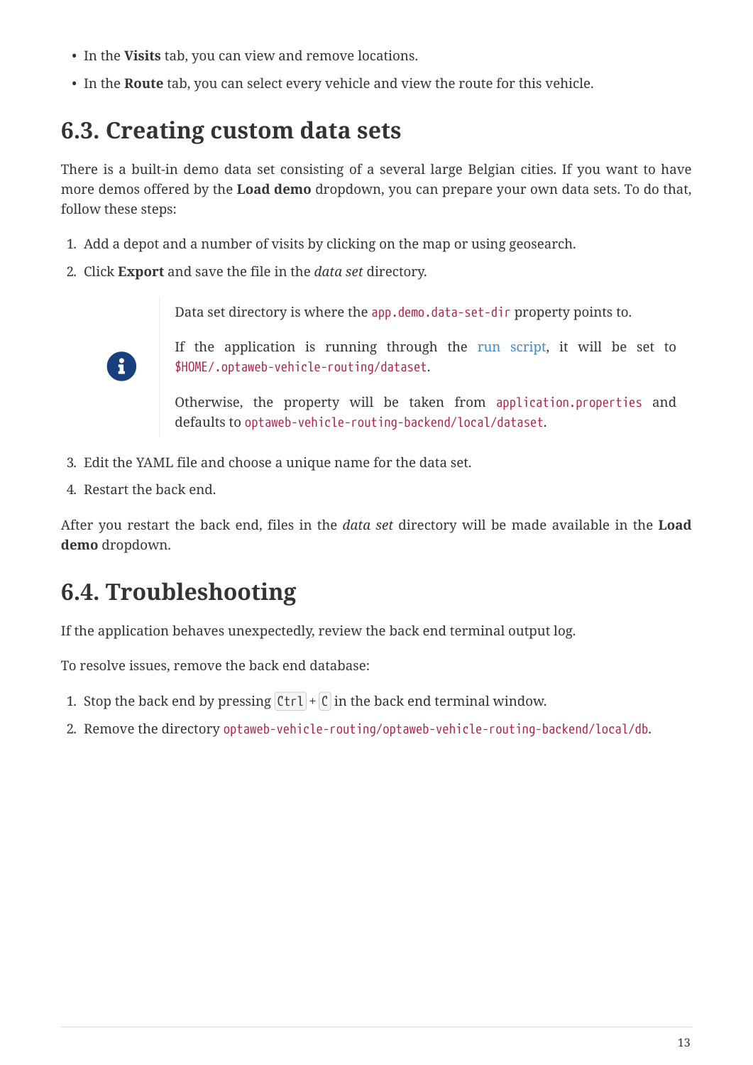- In the **Visits** tab, you can view and remove locations.
- In the **Route** tab, you can select every vehicle and view the route for this vehicle.

## 6.3. Creating custom data sets

There is a built-in demo data set consisting of a several large Belgian cities. If you want to have more demos offered by the **Load demo** dropdown, you can prepare your own data sets. To do that, follow these steps:

1. Add a depot and a number of visits by clicking on the map or using geosearch.
2. Click **Export** and save the file in the *data set* directory.

> Data set directory is where the `app.demo.data-set-dir` property points to.
>
> If the application is running through the run script, it will be set to `$HOME/.optaweb-vehicle-routing/dataset`.
>
> Otherwise, the property will be taken from `application.properties` and defaults to `optaweb-vehicle-routing-backend/local/dataset`.

3. Edit the YAML file and choose a unique name for the data set.
4. Restart the back end.

After you restart the back end, files in the *data set* directory will be made available in the **Load demo** dropdown.

## 6.4. Troubleshooting

If the application behaves unexpectedly, review the back end terminal output log.

To resolve issues, remove the back end database:

1. Stop the back end by pressing `Ctrl` + `C` in the back end terminal window.
2. Remove the directory `optaweb-vehicle-routing/optaweb-vehicle-routing-backend/local/db`.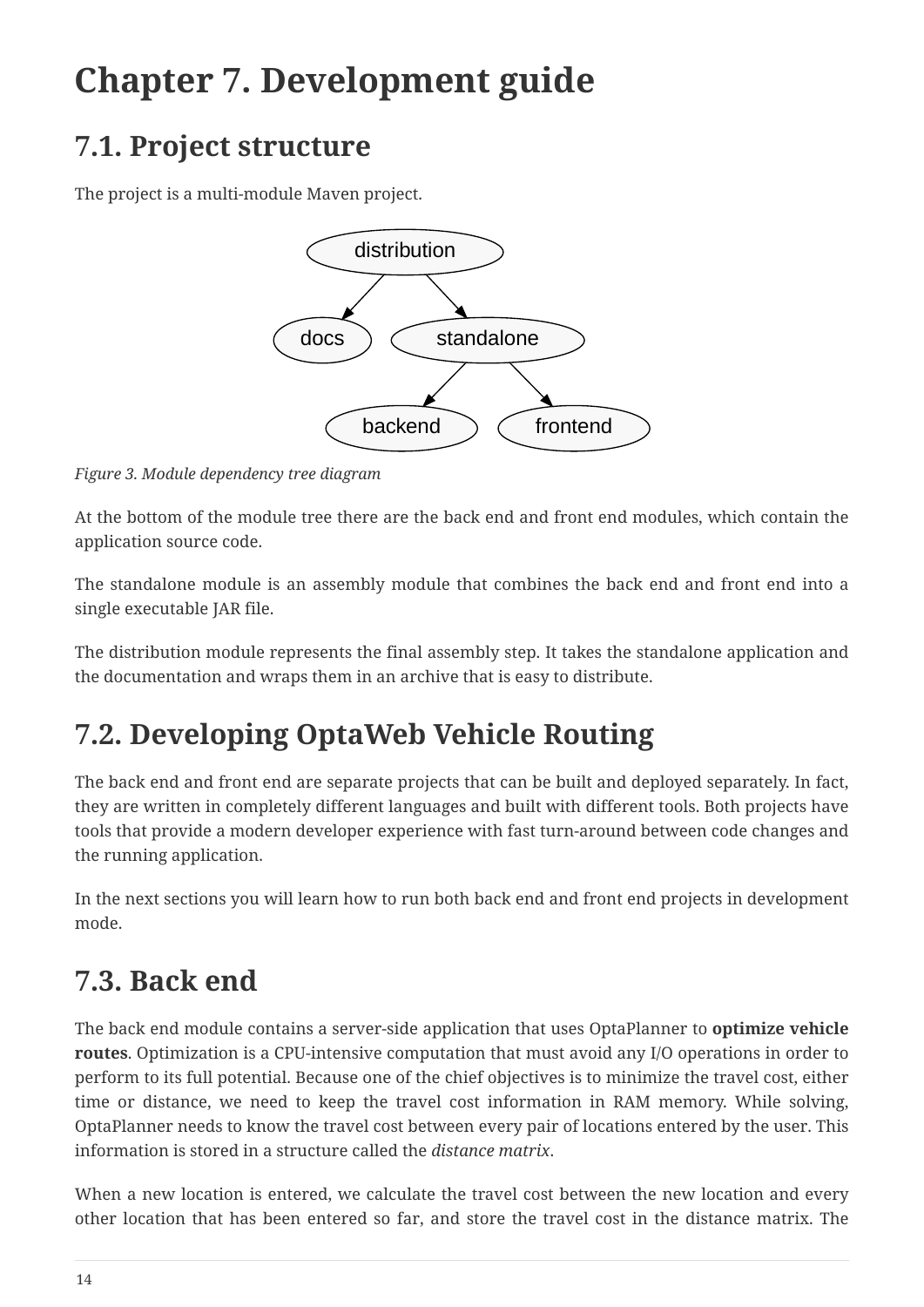# Chapter 7. Development guide

## 7.1. Project structure

The project is a multi-module Maven project.

*Figure 3. Module dependency tree diagram*

At the bottom of the module tree there are the back end and front end modules, which contain the application source code.

The standalone module is an assembly module that combines the back end and front end into a single executable JAR file.

The distribution module represents the final assembly step. It takes the standalone application and the documentation and wraps them in an archive that is easy to distribute.

## 7.2. Developing OptaWeb Vehicle Routing

The back end and front end are separate projects that can be built and deployed separately. In fact, they are written in completely different languages and built with different tools. Both projects have tools that provide a modern developer experience with fast turn-around between code changes and the running application.

In the next sections you will learn how to run both back end and front end projects in development mode.

## 7.3. Back end

The back end module contains a server-side application that uses OptaPlanner to **optimize vehicle routes**. Optimization is a CPU-intensive computation that must avoid any I/O operations in order to perform to its full potential. Because one of the chief objectives is to minimize the travel cost, either time or distance, we need to keep the travel cost information in RAM memory. While solving, OptaPlanner needs to know the travel cost between every pair of locations entered by the user. This information is stored in a structure called the *distance matrix*.

When a new location is entered, we calculate the travel cost between the new location and every other location that has been entered so far, and store the travel cost in the distance matrix. The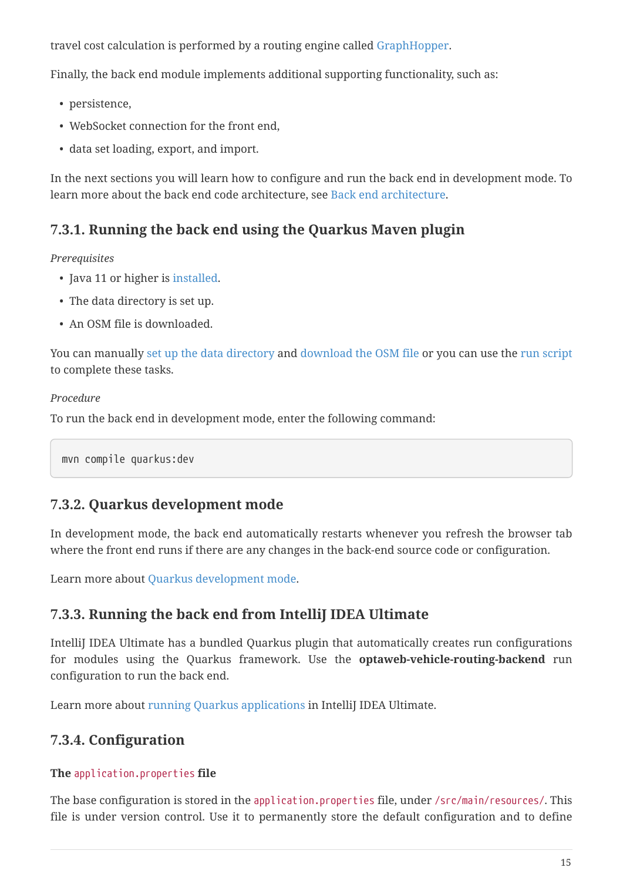travel cost calculation is performed by a routing engine called GraphHopper.

Finally, the back end module implements additional supporting functionality, such as:

- persistence,
- WebSocket connection for the front end,
- data set loading, export, and import.

In the next sections you will learn how to configure and run the back end in development mode. To learn more about the back end code architecture, see Back end architecture.

### 7.3.1. Running the back end using the Quarkus Maven plugin

*Prerequisites*

- Java 11 or higher is installed.
- The data directory is set up.
- An OSM file is downloaded.

You can manually set up the data directory and download the OSM file or you can use the run script to complete these tasks.

*Procedure*

To run the back end in development mode, enter the following command:

```
mvn compile quarkus:dev
```

### 7.3.2. Quarkus development mode

In development mode, the back end automatically restarts whenever you refresh the browser tab where the front end runs if there are any changes in the back-end source code or configuration.

Learn more about Quarkus development mode.

### 7.3.3. Running the back end from IntelliJ IDEA Ultimate

IntelliJ IDEA Ultimate has a bundled Quarkus plugin that automatically creates run configurations for modules using the Quarkus framework. Use the **optaweb-vehicle-routing-backend** run configuration to run the back end.

Learn more about running Quarkus applications in IntelliJ IDEA Ultimate.

### 7.3.4. Configuration

**The `application.properties` file**

The base configuration is stored in the `application.properties` file, under `/src/main/resources/`. This file is under version control. Use it to permanently store the default configuration and to define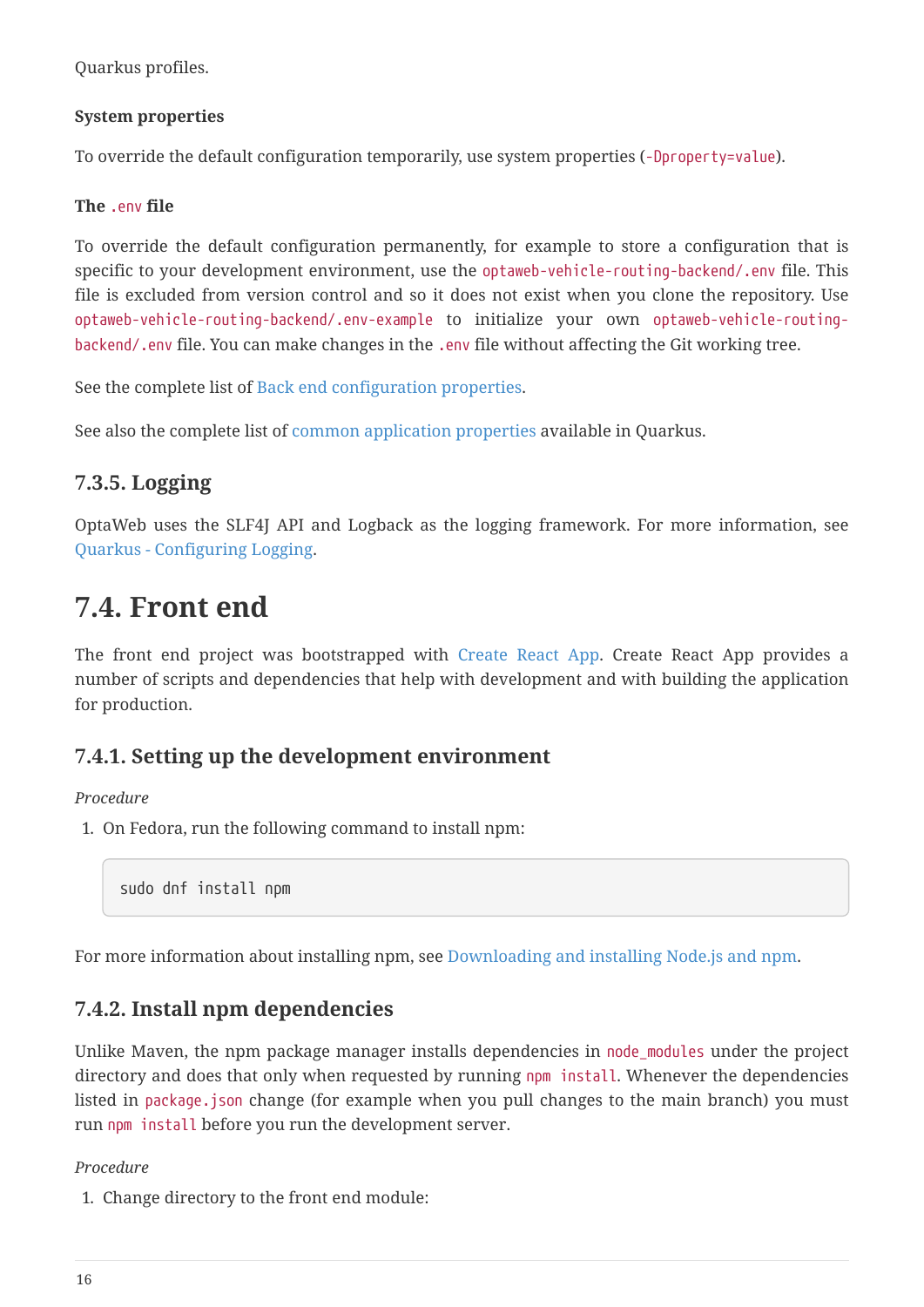Quarkus profiles.

#### System properties

To override the default configuration temporarily, use system properties (`-Dproperty=value`).

#### The `.env` file

To override the default configuration permanently, for example to store a configuration that is specific to your development environment, use the `optaweb-vehicle-routing-backend/.env` file. This file is excluded from version control and so it does not exist when you clone the repository. Use `optaweb-vehicle-routing-backend/.env-example` to initialize your own `optaweb-vehicle-routing-backend/.env` file. You can make changes in the `.env` file without affecting the Git working tree.

See the complete list of Back end configuration properties.

See also the complete list of common application properties available in Quarkus.

### 7.3.5. Logging

OptaWeb uses the SLF4J API and Logback as the logging framework. For more information, see Quarkus - Configuring Logging.

## 7.4. Front end

The front end project was bootstrapped with Create React App. Create React App provides a number of scripts and dependencies that help with development and with building the application for production.

### 7.4.1. Setting up the development environment

*Procedure*

1. On Fedora, run the following command to install npm:

```
sudo dnf install npm
```

For more information about installing npm, see Downloading and installing Node.js and npm.

### 7.4.2. Install npm dependencies

Unlike Maven, the npm package manager installs dependencies in `node_modules` under the project directory and does that only when requested by running `npm install`. Whenever the dependencies listed in `package.json` change (for example when you pull changes to the main branch) you must run `npm install` before you run the development server.

*Procedure*

1. Change directory to the front end module: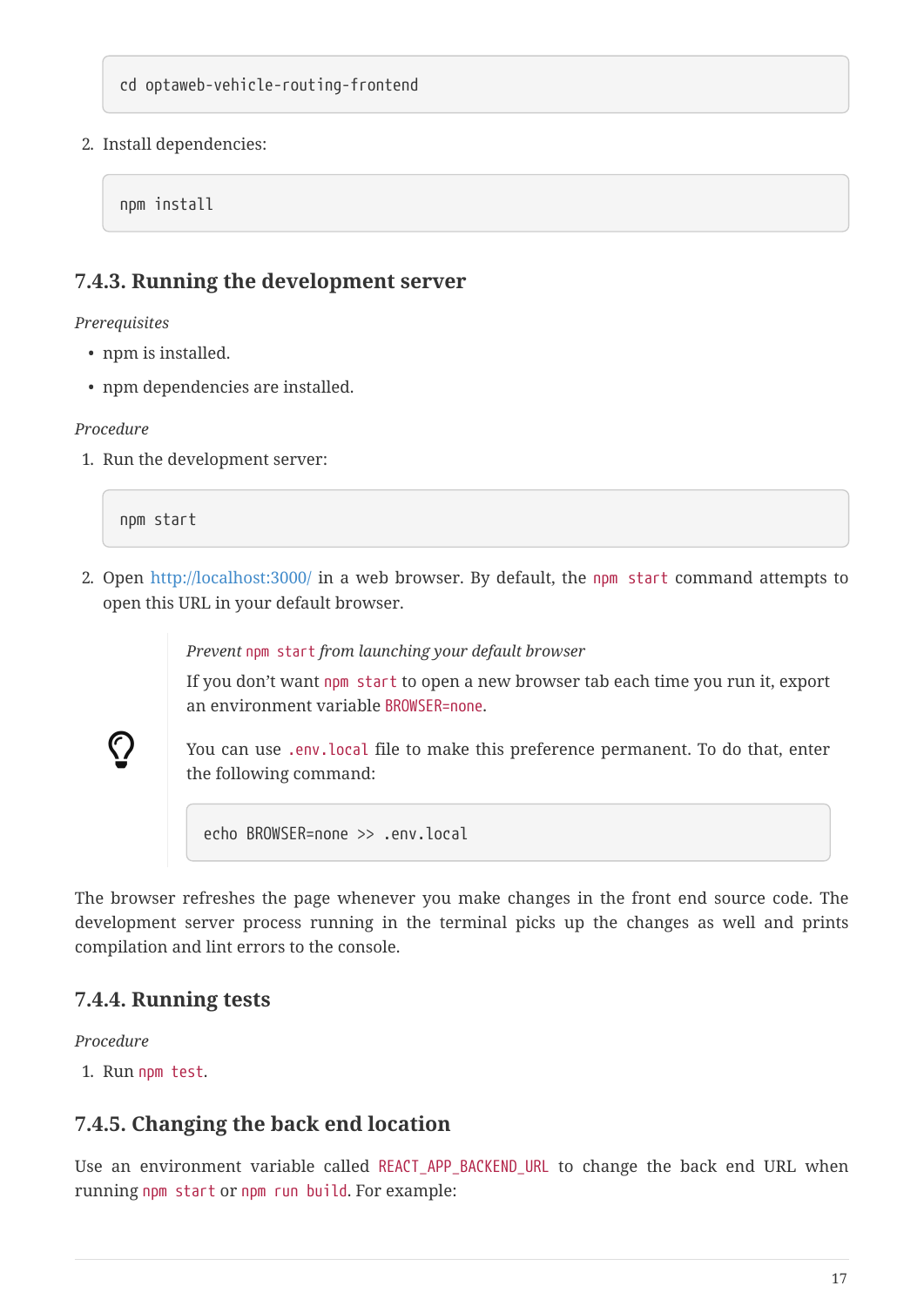```
cd optaweb-vehicle-routing-frontend
```

2. Install dependencies:

```
npm install
```

### 7.4.3. Running the development server

*Prerequisites*

- npm is installed.
- npm dependencies are installed.

*Procedure*

1. Run the development server:

```
npm start
```

2. Open http://localhost:3000/ in a web browser. By default, the `npm start` command attempts to open this URL in your default browser.

> *Prevent `npm start` from launching your default browser*
>
> If you don't want `npm start` to open a new browser tab each time you run it, export an environment variable `BROWSER=none`.
>
> You can use `.env.local` file to make this preference permanent. To do that, enter the following command:
>
> ```
> echo BROWSER=none >> .env.local
> ```

The browser refreshes the page whenever you make changes in the front end source code. The development server process running in the terminal picks up the changes as well and prints compilation and lint errors to the console.

### 7.4.4. Running tests

*Procedure*

1. Run `npm test`.

### 7.4.5. Changing the back end location

Use an environment variable called `REACT_APP_BACKEND_URL` to change the back end URL when running `npm start` or `npm run build`. For example: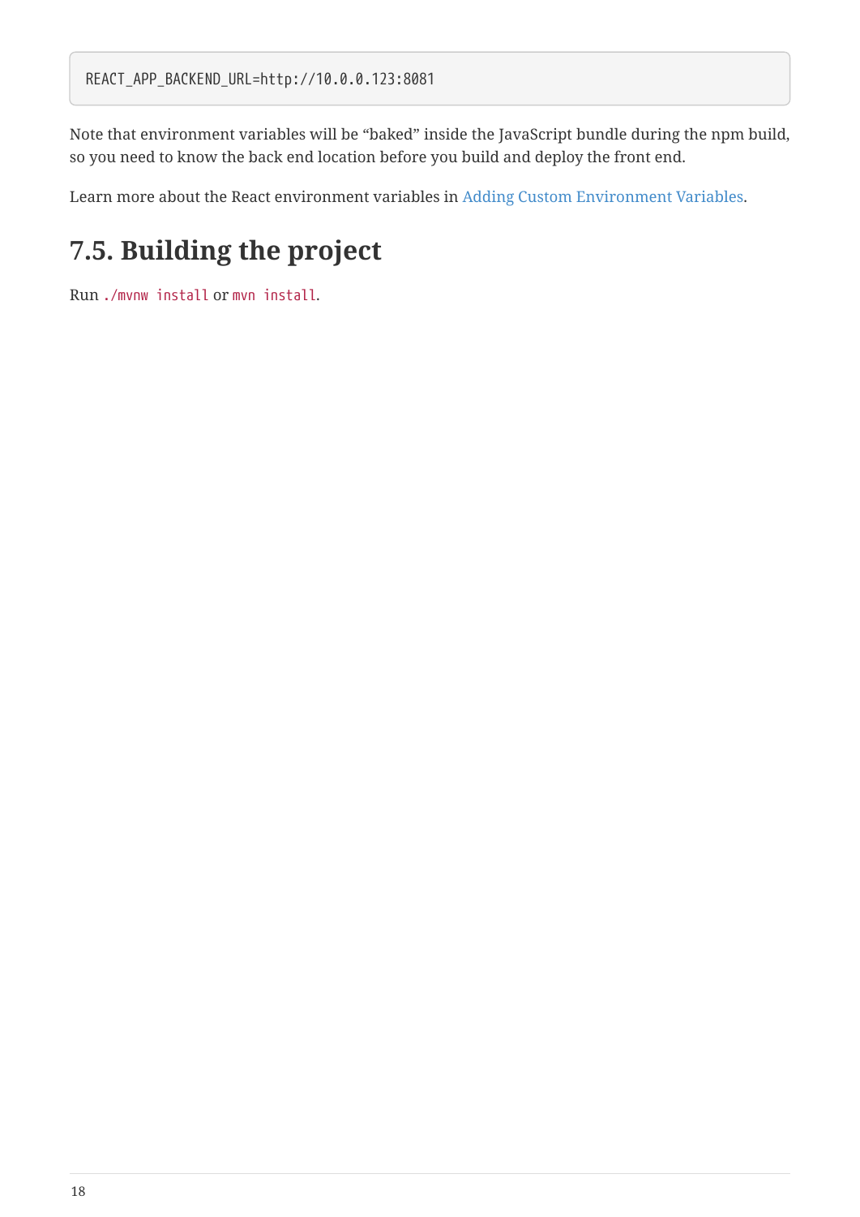```
REACT_APP_BACKEND_URL=http://10.0.0.123:8081
```

Note that environment variables will be “baked” inside the JavaScript bundle during the npm build, so you need to know the back end location before you build and deploy the front end.

Learn more about the React environment variables in Adding Custom Environment Variables.

## 7.5. Building the project

Run `./mvnw install` or `mvn install`.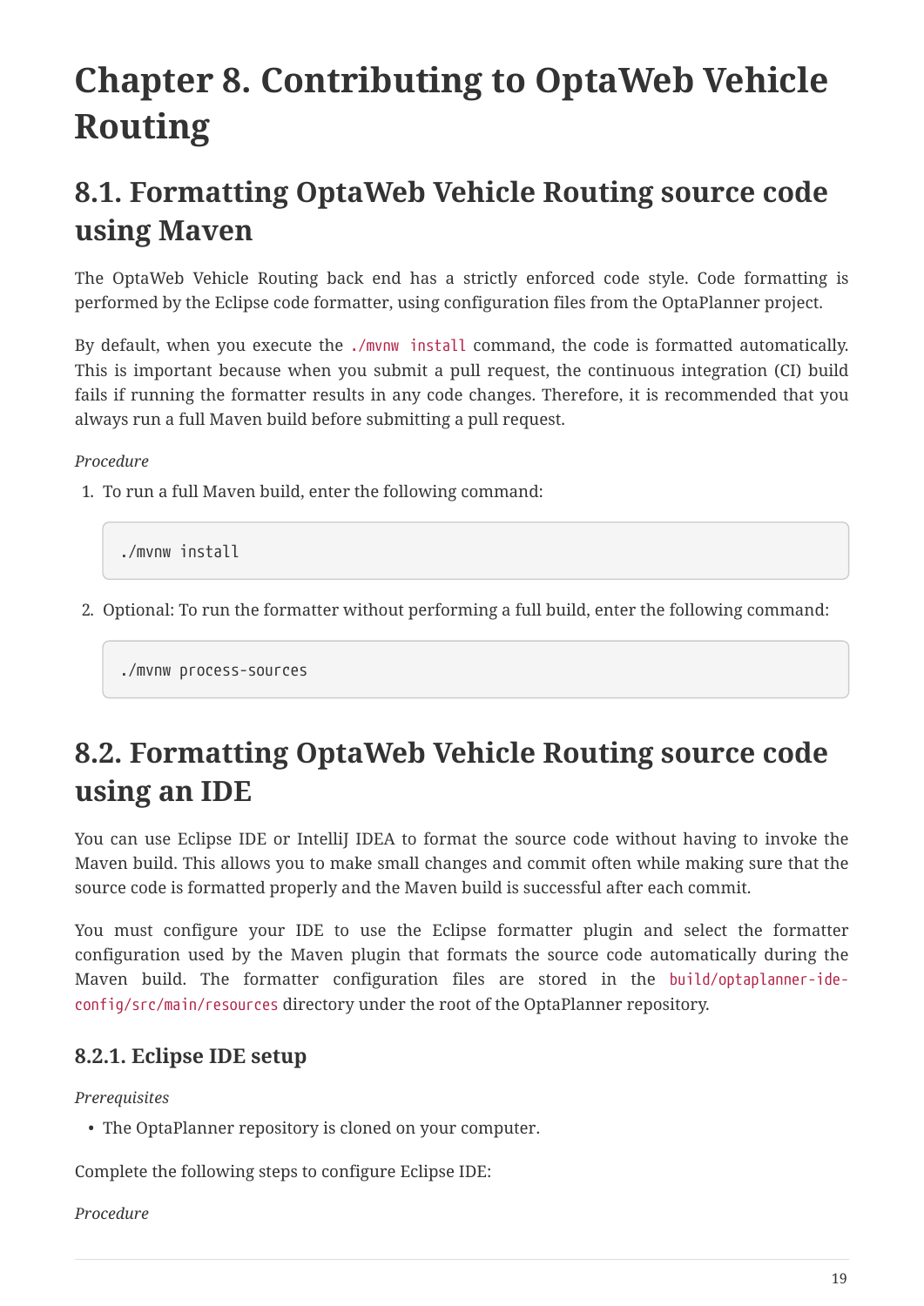# Chapter 8. Contributing to OptaWeb Vehicle Routing

## 8.1. Formatting OptaWeb Vehicle Routing source code using Maven

The OptaWeb Vehicle Routing back end has a strictly enforced code style. Code formatting is performed by the Eclipse code formatter, using configuration files from the OptaPlanner project.

By default, when you execute the `./mvnw install` command, the code is formatted automatically. This is important because when you submit a pull request, the continuous integration (CI) build fails if running the formatter results in any code changes. Therefore, it is recommended that you always run a full Maven build before submitting a pull request.

*Procedure*

1. To run a full Maven build, enter the following command:

```
./mvnw install
```

2. Optional: To run the formatter without performing a full build, enter the following command:

```
./mvnw process-sources
```

## 8.2. Formatting OptaWeb Vehicle Routing source code using an IDE

You can use Eclipse IDE or IntelliJ IDEA to format the source code without having to invoke the Maven build. This allows you to make small changes and commit often while making sure that the source code is formatted properly and the Maven build is successful after each commit.

You must configure your IDE to use the Eclipse formatter plugin and select the formatter configuration used by the Maven plugin that formats the source code automatically during the Maven build. The formatter configuration files are stored in the `build/optaplanner-ide-config/src/main/resources` directory under the root of the OptaPlanner repository.

### 8.2.1. Eclipse IDE setup

*Prerequisites*

- The OptaPlanner repository is cloned on your computer.

Complete the following steps to configure Eclipse IDE:

*Procedure*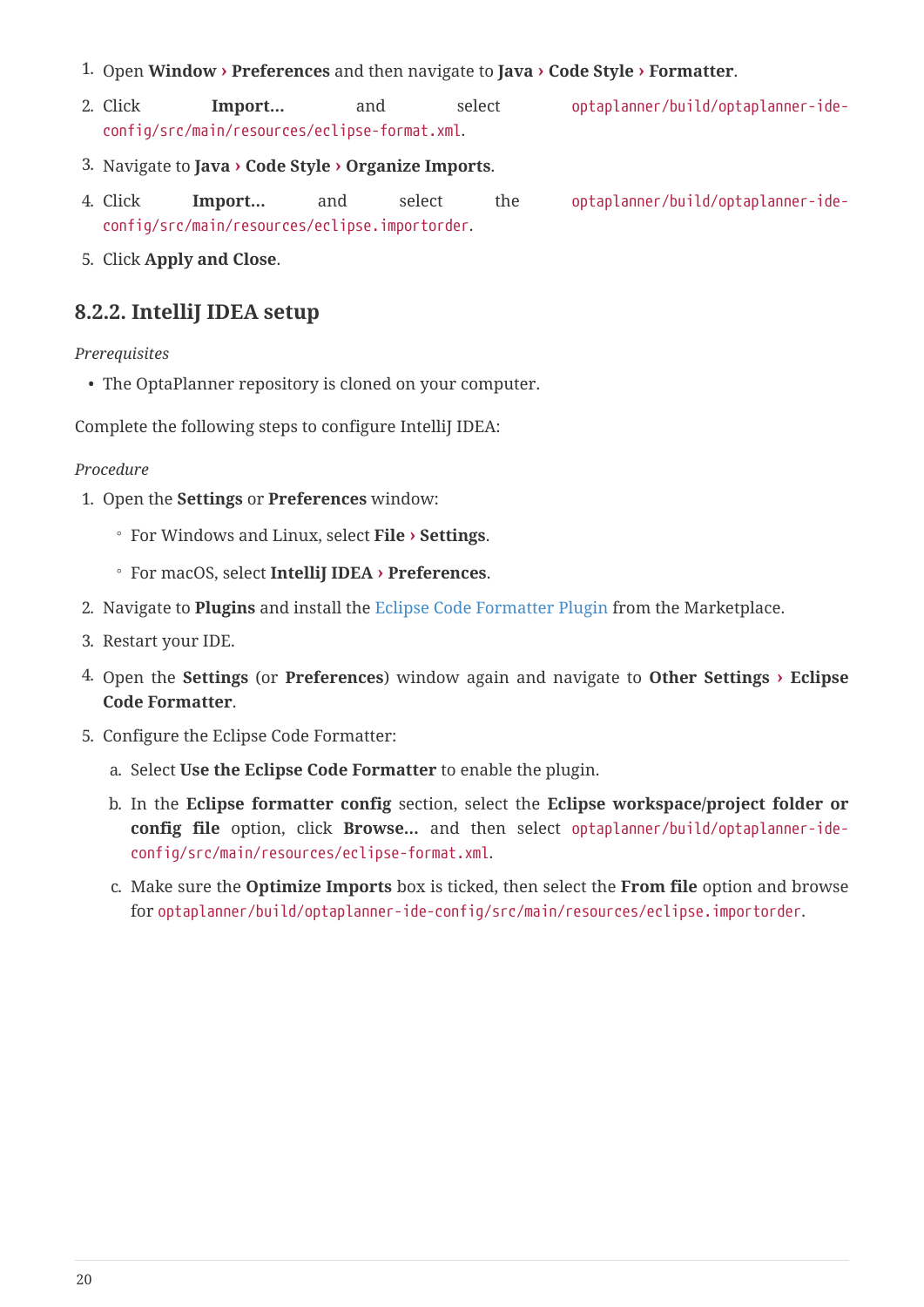1. Open **Window › Preferences** and then navigate to **Java › Code Style › Formatter**.
2. Click **Import…** and select `optaplanner/build/optaplanner-ide-config/src/main/resources/eclipse-format.xml`.
3. Navigate to **Java › Code Style › Organize Imports**.
4. Click **Import…** and select the `optaplanner/build/optaplanner-ide-config/src/main/resources/eclipse.importorder`.
5. Click **Apply and Close**.

### 8.2.2. IntelliJ IDEA setup

*Prerequisites*

- The OptaPlanner repository is cloned on your computer.

Complete the following steps to configure IntelliJ IDEA:

*Procedure*

1. Open the **Settings** or **Preferences** window:
   - For Windows and Linux, select **File › Settings**.
   - For macOS, select **IntelliJ IDEA › Preferences**.
2. Navigate to **Plugins** and install the Eclipse Code Formatter Plugin from the Marketplace.
3. Restart your IDE.
4. Open the **Settings** (or **Preferences**) window again and navigate to **Other Settings › Eclipse Code Formatter**.
5. Configure the Eclipse Code Formatter:
   a. Select **Use the Eclipse Code Formatter** to enable the plugin.
   b. In the **Eclipse formatter config** section, select the **Eclipse workspace/project folder or config file** option, click **Browse…** and then select `optaplanner/build/optaplanner-ide-config/src/main/resources/eclipse-format.xml`.
   c. Make sure the **Optimize Imports** box is ticked, then select the **From file** option and browse for `optaplanner/build/optaplanner-ide-config/src/main/resources/eclipse.importorder`.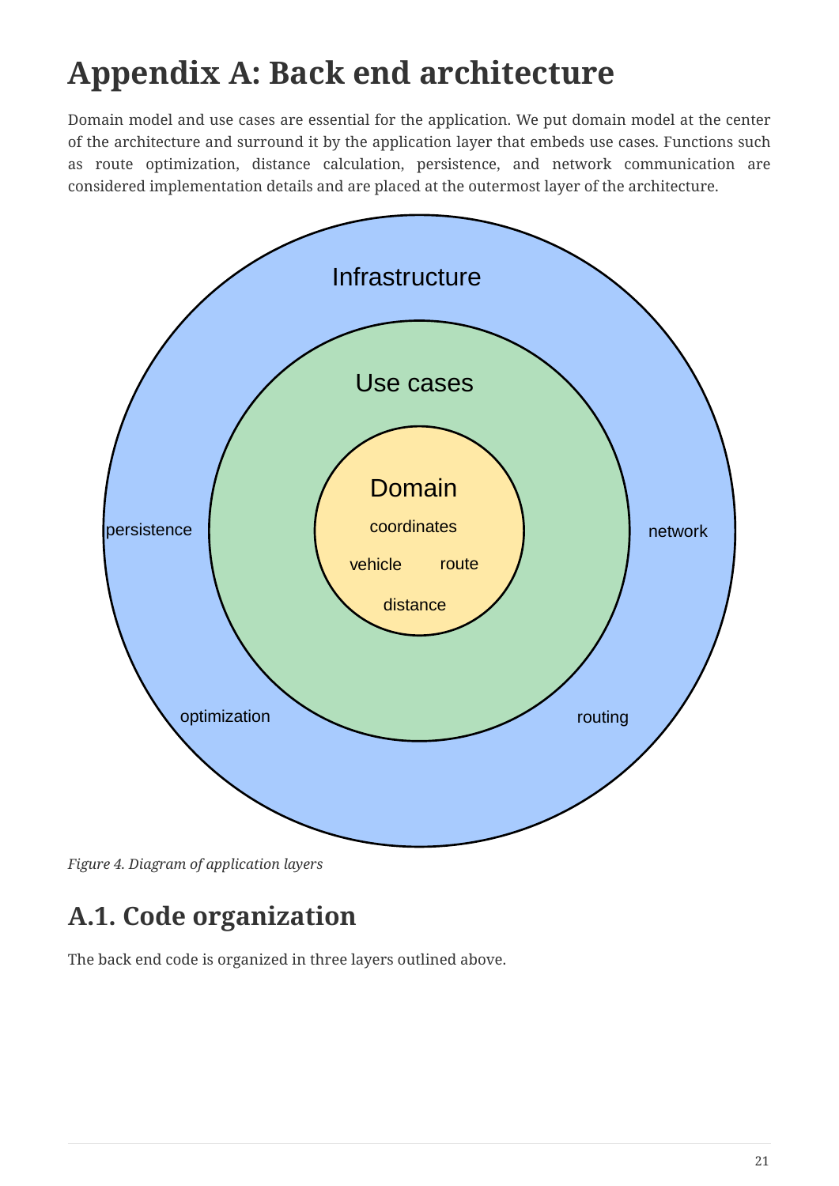# Appendix A: Back end architecture

Domain model and use cases are essential for the application. We put domain model at the center of the architecture and surround it by the application layer that embeds use cases. Functions such as route optimization, distance calculation, persistence, and network communication are considered implementation details and are placed at the outermost layer of the architecture.

*Figure 4. Diagram of application layers*

## A.1. Code organization

The back end code is organized in three layers outlined above.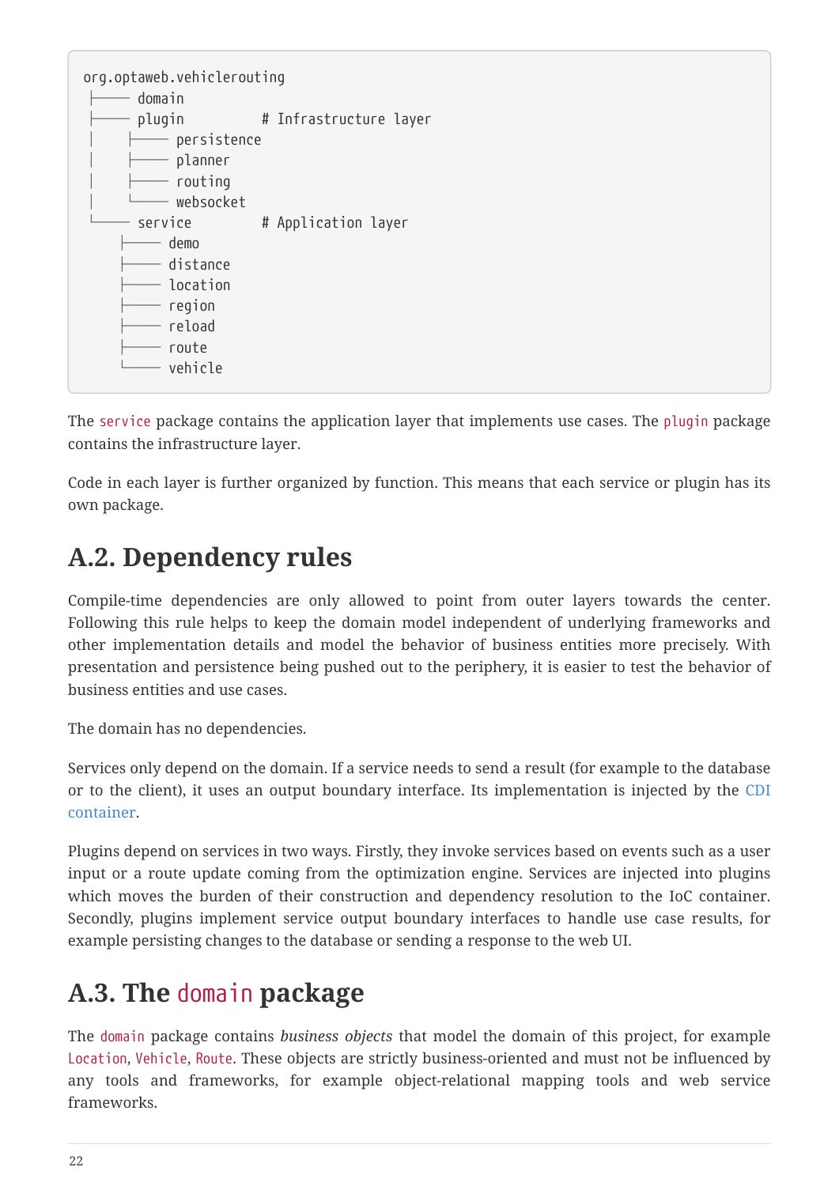```
org.optaweb.vehiclerouting
├── domain
├── plugin          # Infrastructure layer
│   ├── persistence
│   ├── planner
│   ├── routing
│   └── websocket
└── service         # Application layer
    ├── demo
    ├── distance
    ├── location
    ├── region
    ├── reload
    ├── route
    └── vehicle
```

The `service` package contains the application layer that implements use cases. The `plugin` package contains the infrastructure layer.

Code in each layer is further organized by function. This means that each service or plugin has its own package.

## A.2. Dependency rules

Compile-time dependencies are only allowed to point from outer layers towards the center. Following this rule helps to keep the domain model independent of underlying frameworks and other implementation details and model the behavior of business entities more precisely. With presentation and persistence being pushed out to the periphery, it is easier to test the behavior of business entities and use cases.

The domain has no dependencies.

Services only depend on the domain. If a service needs to send a result (for example to the database or to the client), it uses an output boundary interface. Its implementation is injected by the CDI container.

Plugins depend on services in two ways. Firstly, they invoke services based on events such as a user input or a route update coming from the optimization engine. Services are injected into plugins which moves the burden of their construction and dependency resolution to the IoC container. Secondly, plugins implement service output boundary interfaces to handle use case results, for example persisting changes to the database or sending a response to the web UI.

## A.3. The `domain` package

The `domain` package contains *business objects* that model the domain of this project, for example `Location`, `Vehicle`, `Route`. These objects are strictly business-oriented and must not be influenced by any tools and frameworks, for example object-relational mapping tools and web service frameworks.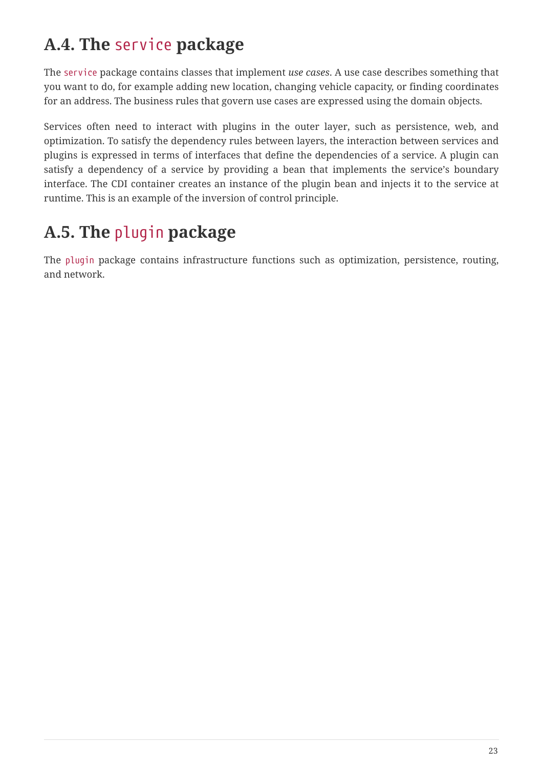## A.4. The `service` package

The `service` package contains classes that implement *use cases*. A use case describes something that you want to do, for example adding new location, changing vehicle capacity, or finding coordinates for an address. The business rules that govern use cases are expressed using the domain objects.

Services often need to interact with plugins in the outer layer, such as persistence, web, and optimization. To satisfy the dependency rules between layers, the interaction between services and plugins is expressed in terms of interfaces that define the dependencies of a service. A plugin can satisfy a dependency of a service by providing a bean that implements the service's boundary interface. The CDI container creates an instance of the plugin bean and injects it to the service at runtime. This is an example of the inversion of control principle.

## A.5. The `plugin` package

The `plugin` package contains infrastructure functions such as optimization, persistence, routing, and network.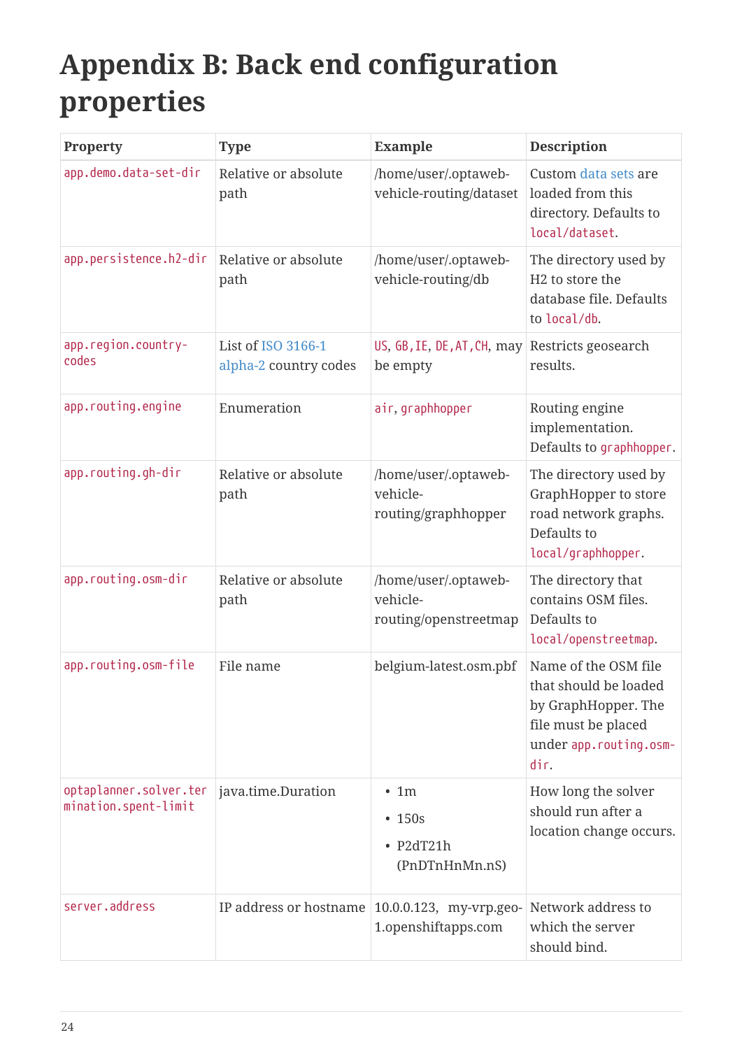# Appendix B: Back end configuration properties

| Property | Type | Example | Description |
| --- | --- | --- | --- |
| `app.demo.data-set-dir` | Relative or absolute path | /home/user/.optaweb-vehicle-routing/dataset | Custom data sets are loaded from this directory. Defaults to `local/dataset`. |
| `app.persistence.h2-dir` | Relative or absolute path | /home/user/.optaweb-vehicle-routing/db | The directory used by H2 to store the database file. Defaults to `local/db`. |
| `app.region.country-codes` | List of ISO 3166-1 alpha-2 country codes | `US`, `GB,IE`, `DE,AT,CH`, may be empty | Restricts geosearch results. |
| `app.routing.engine` | Enumeration | `air`, `graphhopper` | Routing engine implementation. Defaults to `graphhopper`. |
| `app.routing.gh-dir` | Relative or absolute path | /home/user/.optaweb-vehicle-routing/graphhopper | The directory used by GraphHopper to store road network graphs. Defaults to `local/graphhopper`. |
| `app.routing.osm-dir` | Relative or absolute path | /home/user/.optaweb-vehicle-routing/openstreetmap | The directory that contains OSM files. Defaults to `local/openstreetmap`. |
| `app.routing.osm-file` | File name | belgium-latest.osm.pbf | Name of the OSM file that should be loaded by GraphHopper. The file must be placed under `app.routing.osm-dir`. |
| `optaplanner.solver.termination.spent-limit` | java.time.Duration | • 1m<br>• 150s<br>• P2dT21h (PnDTnHnMn.nS) | How long the solver should run after a location change occurs. |
| `server.address` | IP address or hostname | 10.0.0.123, my-vrp.geo-1.openshiftapps.com | Network address to which the server should bind. |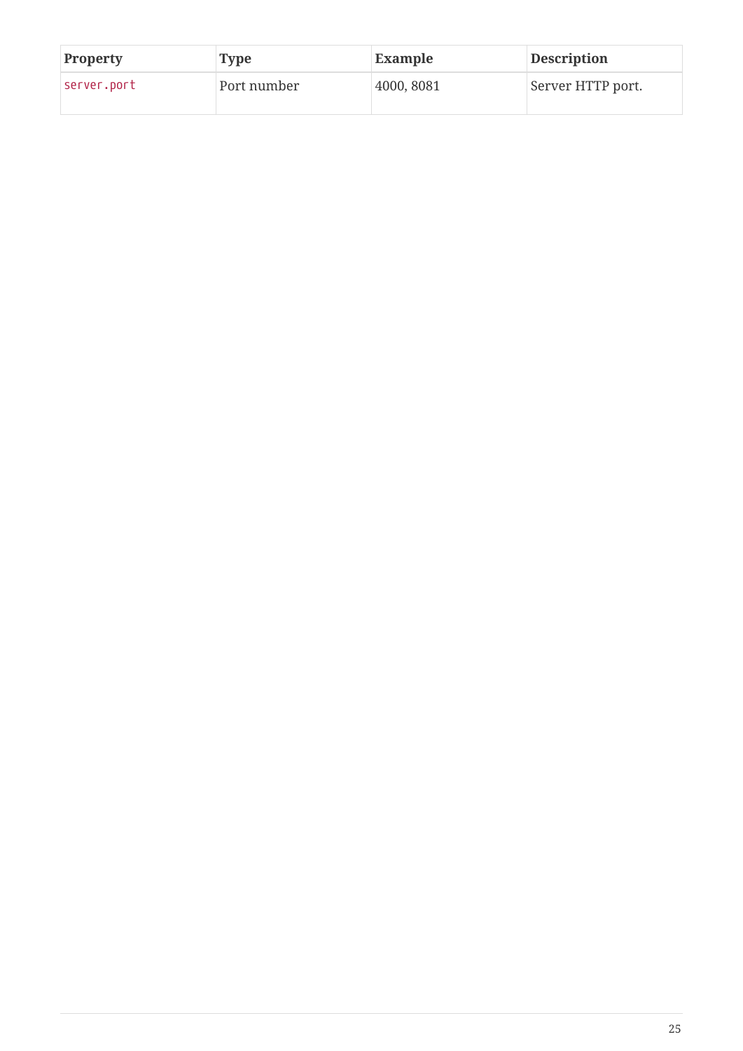| Property | Type | Example | Description |
| --- | --- | --- | --- |
| `server.port` | Port number | 4000, 8081 | Server HTTP port. |